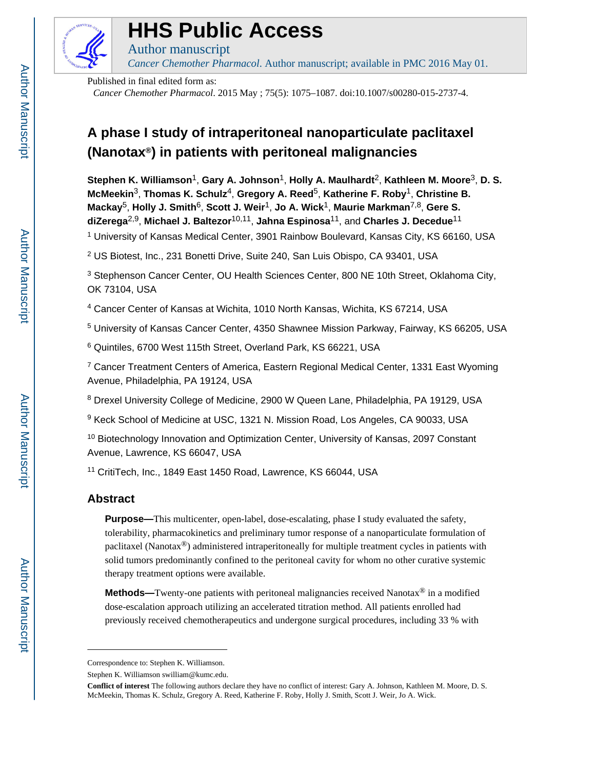# HHS Public Access

Author manuscript

*Cancer Chemother Pharmacol*. Author manuscript; available in PMC 2016 May 01.

Published in final edited form as:

*Cancer Chemother Pharmacol*. 2015 May ; 75(5): 1075–1087. doi:10.1007/s00280-015-2737-4.

## A phase I study of intraperitoneal nanoparticulate paclitaxel (Nanotax®) in patients with peritoneal malignancies

**Stephen K. Williamson**[1], **Gary A. Johnson**[1], **Holly A. Maulhardt**[2], **Kathleen M. Moore**[3], **D. S. McMeekin**[3], **Thomas K. Schulz**[4], **Gregory A. Reed**[5], **Katherine F. Roby**[1], **Christine B. Mackay**[5], **Holly J. Smith**[6], **Scott J. Weir**[1], **Jo A. Wick**[1], **Maurie Markman**[7,8], **Gere S. diZerega**[2,9], **Michael J. Baltezor**[10,11], **Jahna Espinosa**[11], and **Charles J. Decedue**[11]

[1] University of Kansas Medical Center, 3901 Rainbow Boulevard, Kansas City, KS 66160, USA

[2] US Biotest, Inc., 231 Bonetti Drive, Suite 240, San Luis Obispo, CA 93401, USA

[3] Stephenson Cancer Center, OU Health Sciences Center, 800 NE 10th Street, Oklahoma City, OK 73104, USA

[4] Cancer Center of Kansas at Wichita, 1010 North Kansas, Wichita, KS 67214, USA

[5] University of Kansas Cancer Center, 4350 Shawnee Mission Parkway, Fairway, KS 66205, USA

[6] Quintiles, 6700 West 115th Street, Overland Park, KS 66221, USA

[7] Cancer Treatment Centers of America, Eastern Regional Medical Center, 1331 East Wyoming Avenue, Philadelphia, PA 19124, USA

[8] Drexel University College of Medicine, 2900 W Queen Lane, Philadelphia, PA 19129, USA

[9] Keck School of Medicine at USC, 1321 N. Mission Road, Los Angeles, CA 90033, USA

[10] Biotechnology Innovation and Optimization Center, University of Kansas, 2097 Constant Avenue, Lawrence, KS 66047, USA

[11] CritiTech, Inc., 1849 East 1450 Road, Lawrence, KS 66044, USA

### Abstract

**Purpose—**This multicenter, open-label, dose-escalating, phase I study evaluated the safety, tolerability, pharmacokinetics and preliminary tumor response of a nanoparticulate formulation of paclitaxel (Nanotax®) administered intraperitoneally for multiple treatment cycles in patients with solid tumors predominantly confined to the peritoneal cavity for whom no other curative systemic therapy treatment options were available.

**Methods—**Twenty-one patients with peritoneal malignancies received Nanotax® in a modified dose-escalation approach utilizing an accelerated titration method. All patients enrolled had previously received chemotherapeutics and undergone surgical procedures, including 33 % with

---

Correspondence to: Stephen K. Williamson.

Stephen K. Williamson swilliam@kumc.edu.

**Conflict of interest** The following authors declare they have no conflict of interest: Gary A. Johnson, Kathleen M. Moore, D. S. McMeekin, Thomas K. Schulz, Gregory A. Reed, Katherine F. Roby, Holly J. Smith, Scott J. Weir, Jo A. Wick.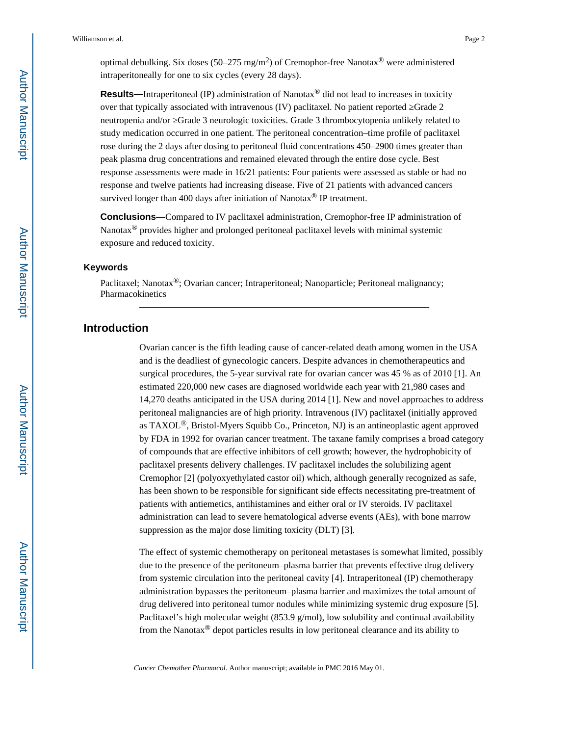optimal debulking. Six doses (50–275 mg/m$^2$) of Cremophor-free Nanotax® were administered intraperitoneally for one to six cycles (every 28 days).

**Results—**Intraperitoneal (IP) administration of Nanotax® did not lead to increases in toxicity over that typically associated with intravenous (IV) paclitaxel. No patient reported ≥Grade 2 neutropenia and/or ≥Grade 3 neurologic toxicities. Grade 3 thrombocytopenia unlikely related to study medication occurred in one patient. The peritoneal concentration–time profile of paclitaxel rose during the 2 days after dosing to peritoneal fluid concentrations 450–2900 times greater than peak plasma drug concentrations and remained elevated through the entire dose cycle. Best response assessments were made in 16/21 patients: Four patients were assessed as stable or had no response and twelve patients had increasing disease. Five of 21 patients with advanced cancers survived longer than 400 days after initiation of Nanotax® IP treatment.

**Conclusions—**Compared to IV paclitaxel administration, Cremophor-free IP administration of Nanotax® provides higher and prolonged peritoneal paclitaxel levels with minimal systemic exposure and reduced toxicity.

### Keywords

Paclitaxel; Nanotax®; Ovarian cancer; Intraperitoneal; Nanoparticle; Peritoneal malignancy; Pharmacokinetics

## Introduction

Ovarian cancer is the fifth leading cause of cancer-related death among women in the USA and is the deadliest of gynecologic cancers. Despite advances in chemotherapeutics and surgical procedures, the 5-year survival rate for ovarian cancer was 45 % as of 2010 [1]. An estimated 220,000 new cases are diagnosed worldwide each year with 21,980 cases and 14,270 deaths anticipated in the USA during 2014 [1]. New and novel approaches to address peritoneal malignancies are of high priority. Intravenous (IV) paclitaxel (initially approved as TAXOL®, Bristol-Myers Squibb Co., Princeton, NJ) is an antineoplastic agent approved by FDA in 1992 for ovarian cancer treatment. The taxane family comprises a broad category of compounds that are effective inhibitors of cell growth; however, the hydrophobicity of paclitaxel presents delivery challenges. IV paclitaxel includes the solubilizing agent Cremophor [2] (polyoxyethylated castor oil) which, although generally recognized as safe, has been shown to be responsible for significant side effects necessitating pre-treatment of patients with antiemetics, antihistamines and either oral or IV steroids. IV paclitaxel administration can lead to severe hematological adverse events (AEs), with bone marrow suppression as the major dose limiting toxicity (DLT) [3].

The effect of systemic chemotherapy on peritoneal metastases is somewhat limited, possibly due to the presence of the peritoneum–plasma barrier that prevents effective drug delivery from systemic circulation into the peritoneal cavity [4]. Intraperitoneal (IP) chemotherapy administration bypasses the peritoneum–plasma barrier and maximizes the total amount of drug delivered into peritoneal tumor nodules while minimizing systemic drug exposure [5]. Paclitaxel's high molecular weight (853.9 g/mol), low solubility and continual availability from the Nanotax® depot particles results in low peritoneal clearance and its ability to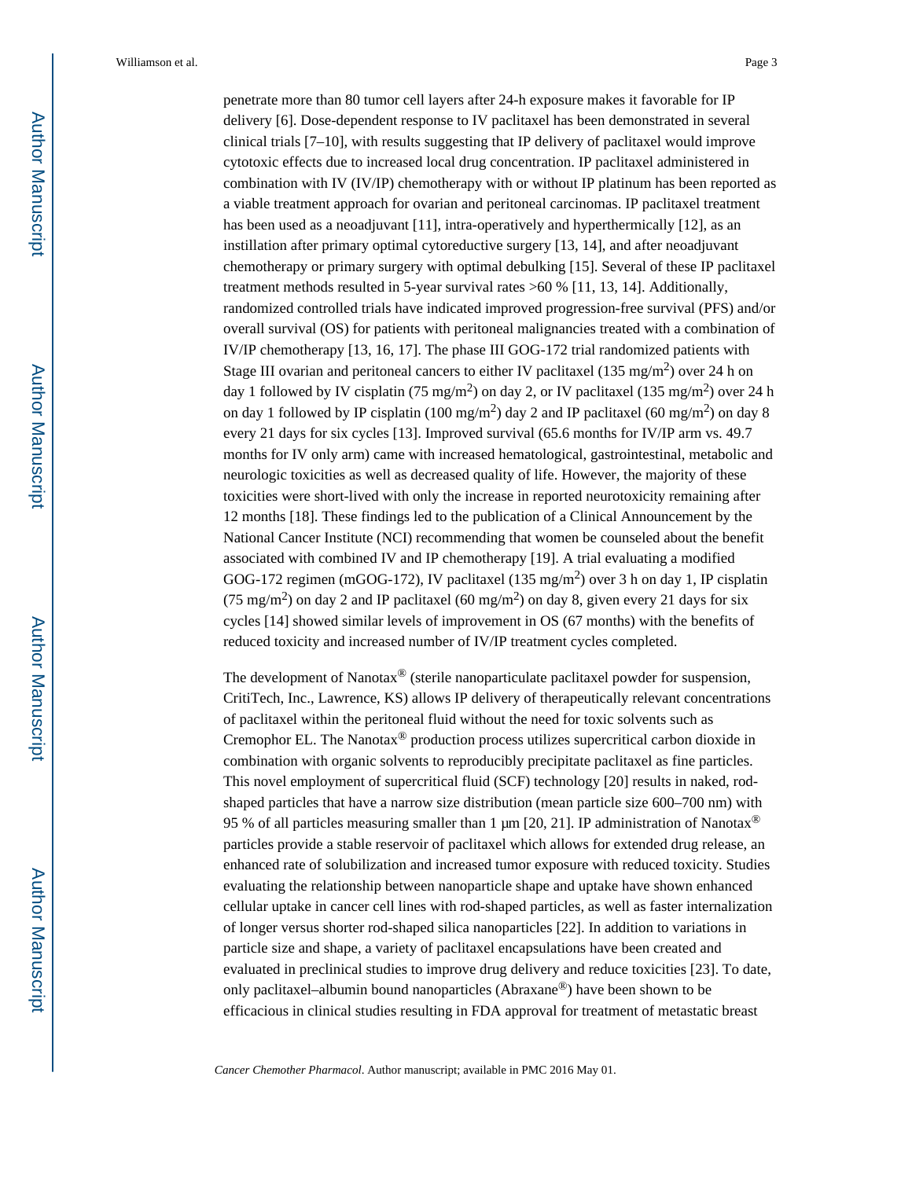penetrate more than 80 tumor cell layers after 24-h exposure makes it favorable for IP delivery [6]. Dose-dependent response to IV paclitaxel has been demonstrated in several clinical trials [7–10], with results suggesting that IP delivery of paclitaxel would improve cytotoxic effects due to increased local drug concentration. IP paclitaxel administered in combination with IV (IV/IP) chemotherapy with or without IP platinum has been reported as a viable treatment approach for ovarian and peritoneal carcinomas. IP paclitaxel treatment has been used as a neoadjuvant [11], intra-operatively and hyperthermically [12], as an instillation after primary optimal cytoreductive surgery [13, 14], and after neoadjuvant chemotherapy or primary surgery with optimal debulking [15]. Several of these IP paclitaxel treatment methods resulted in 5-year survival rates >60 % [11, 13, 14]. Additionally, randomized controlled trials have indicated improved progression-free survival (PFS) and/or overall survival (OS) for patients with peritoneal malignancies treated with a combination of IV/IP chemotherapy [13, 16, 17]. The phase III GOG-172 trial randomized patients with Stage III ovarian and peritoneal cancers to either IV paclitaxel (135 mg/m$^2$) over 24 h on day 1 followed by IV cisplatin (75 mg/m$^2$) on day 2, or IV paclitaxel (135 mg/m$^2$) over 24 h on day 1 followed by IP cisplatin (100 mg/m$^2$) day 2 and IP paclitaxel (60 mg/m$^2$) on day 8 every 21 days for six cycles [13]. Improved survival (65.6 months for IV/IP arm vs. 49.7 months for IV only arm) came with increased hematological, gastrointestinal, metabolic and neurologic toxicities as well as decreased quality of life. However, the majority of these toxicities were short-lived with only the increase in reported neurotoxicity remaining after 12 months [18]. These findings led to the publication of a Clinical Announcement by the National Cancer Institute (NCI) recommending that women be counseled about the benefit associated with combined IV and IP chemotherapy [19]. A trial evaluating a modified GOG-172 regimen (mGOG-172), IV paclitaxel (135 mg/m$^2$) over 3 h on day 1, IP cisplatin (75 mg/m$^2$) on day 2 and IP paclitaxel (60 mg/m$^2$) on day 8, given every 21 days for six cycles [14] showed similar levels of improvement in OS (67 months) with the benefits of reduced toxicity and increased number of IV/IP treatment cycles completed.

The development of Nanotax® (sterile nanoparticulate paclitaxel powder for suspension, CritiTech, Inc., Lawrence, KS) allows IP delivery of therapeutically relevant concentrations of paclitaxel within the peritoneal fluid without the need for toxic solvents such as Cremophor EL. The Nanotax® production process utilizes supercritical carbon dioxide in combination with organic solvents to reproducibly precipitate paclitaxel as fine particles. This novel employment of supercritical fluid (SCF) technology [20] results in naked, rod-shaped particles that have a narrow size distribution (mean particle size 600–700 nm) with 95 % of all particles measuring smaller than 1 μm [20, 21]. IP administration of Nanotax® particles provide a stable reservoir of paclitaxel which allows for extended drug release, an enhanced rate of solubilization and increased tumor exposure with reduced toxicity. Studies evaluating the relationship between nanoparticle shape and uptake have shown enhanced cellular uptake in cancer cell lines with rod-shaped particles, as well as faster internalization of longer versus shorter rod-shaped silica nanoparticles [22]. In addition to variations in particle size and shape, a variety of paclitaxel encapsulations have been created and evaluated in preclinical studies to improve drug delivery and reduce toxicities [23]. To date, only paclitaxel–albumin bound nanoparticles (Abraxane®) have been shown to be efficacious in clinical studies resulting in FDA approval for treatment of metastatic breast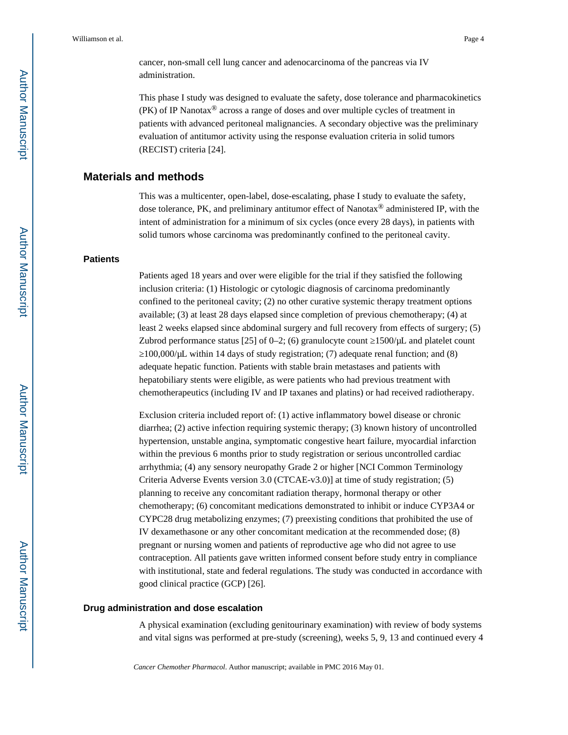cancer, non-small cell lung cancer and adenocarcinoma of the pancreas via IV administration.

This phase I study was designed to evaluate the safety, dose tolerance and pharmacokinetics (PK) of IP Nanotax® across a range of doses and over multiple cycles of treatment in patients with advanced peritoneal malignancies. A secondary objective was the preliminary evaluation of antitumor activity using the response evaluation criteria in solid tumors (RECIST) criteria [24].

## Materials and methods

This was a multicenter, open-label, dose-escalating, phase I study to evaluate the safety, dose tolerance, PK, and preliminary antitumor effect of Nanotax® administered IP, with the intent of administration for a minimum of six cycles (once every 28 days), in patients with solid tumors whose carcinoma was predominantly confined to the peritoneal cavity.

### Patients

Patients aged 18 years and over were eligible for the trial if they satisfied the following inclusion criteria: (1) Histologic or cytologic diagnosis of carcinoma predominantly confined to the peritoneal cavity; (2) no other curative systemic therapy treatment options available; (3) at least 28 days elapsed since completion of previous chemotherapy; (4) at least 2 weeks elapsed since abdominal surgery and full recovery from effects of surgery; (5) Zubrod performance status [25] of 0–2; (6) granulocyte count ≥1500/μL and platelet count ≥100,000/μL within 14 days of study registration; (7) adequate renal function; and (8) adequate hepatic function. Patients with stable brain metastases and patients with hepatobiliary stents were eligible, as were patients who had previous treatment with chemotherapeutics (including IV and IP taxanes and platins) or had received radiotherapy.

Exclusion criteria included report of: (1) active inflammatory bowel disease or chronic diarrhea; (2) active infection requiring systemic therapy; (3) known history of uncontrolled hypertension, unstable angina, symptomatic congestive heart failure, myocardial infarction within the previous 6 months prior to study registration or serious uncontrolled cardiac arrhythmia; (4) any sensory neuropathy Grade 2 or higher [NCI Common Terminology Criteria Adverse Events version 3.0 (CTCAE-v3.0)] at time of study registration; (5) planning to receive any concomitant radiation therapy, hormonal therapy or other chemotherapy; (6) concomitant medications demonstrated to inhibit or induce CYP3A4 or CYPC28 drug metabolizing enzymes; (7) preexisting conditions that prohibited the use of IV dexamethasone or any other concomitant medication at the recommended dose; (8) pregnant or nursing women and patients of reproductive age who did not agree to use contraception. All patients gave written informed consent before study entry in compliance with institutional, state and federal regulations. The study was conducted in accordance with good clinical practice (GCP) [26].

### Drug administration and dose escalation

A physical examination (excluding genitourinary examination) with review of body systems and vital signs was performed at pre-study (screening), weeks 5, 9, 13 and continued every 4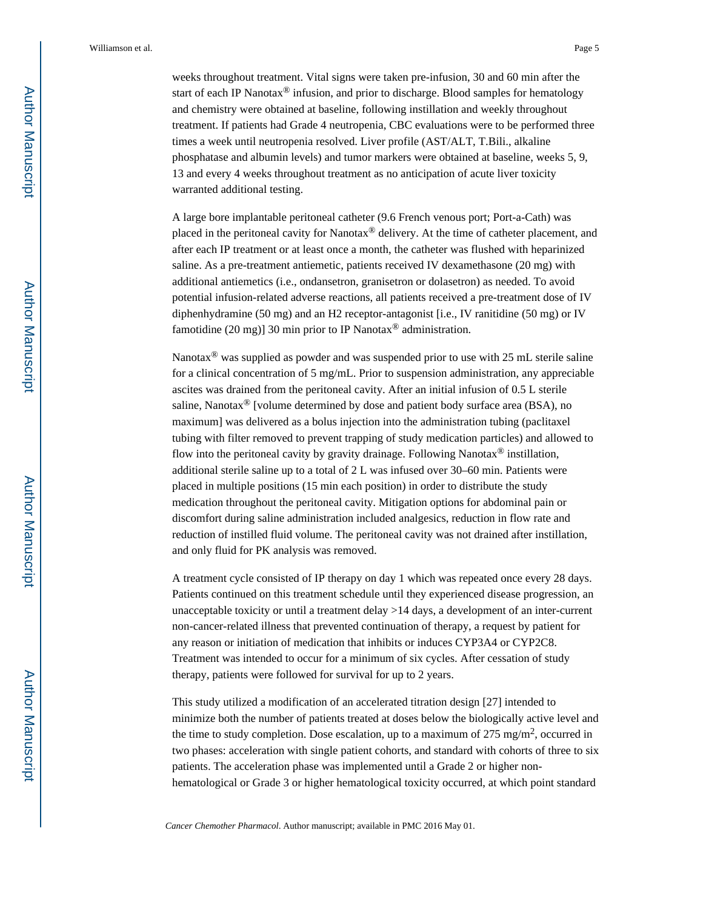weeks throughout treatment. Vital signs were taken pre-infusion, 30 and 60 min after the start of each IP Nanotax® infusion, and prior to discharge. Blood samples for hematology and chemistry were obtained at baseline, following instillation and weekly throughout treatment. If patients had Grade 4 neutropenia, CBC evaluations were to be performed three times a week until neutropenia resolved. Liver profile (AST/ALT, T.Bili., alkaline phosphatase and albumin levels) and tumor markers were obtained at baseline, weeks 5, 9, 13 and every 4 weeks throughout treatment as no anticipation of acute liver toxicity warranted additional testing.

A large bore implantable peritoneal catheter (9.6 French venous port; Port-a-Cath) was placed in the peritoneal cavity for Nanotax® delivery. At the time of catheter placement, and after each IP treatment or at least once a month, the catheter was flushed with heparinized saline. As a pre-treatment antiemetic, patients received IV dexamethasone (20 mg) with additional antiemetics (i.e., ondansetron, granisetron or dolasetron) as needed. To avoid potential infusion-related adverse reactions, all patients received a pre-treatment dose of IV diphenhydramine (50 mg) and an H2 receptor-antagonist [i.e., IV ranitidine (50 mg) or IV famotidine (20 mg)] 30 min prior to IP Nanotax® administration.

Nanotax® was supplied as powder and was suspended prior to use with 25 mL sterile saline for a clinical concentration of 5 mg/mL. Prior to suspension administration, any appreciable ascites was drained from the peritoneal cavity. After an initial infusion of 0.5 L sterile saline, Nanotax® [volume determined by dose and patient body surface area (BSA), no maximum] was delivered as a bolus injection into the administration tubing (paclitaxel tubing with filter removed to prevent trapping of study medication particles) and allowed to flow into the peritoneal cavity by gravity drainage. Following Nanotax® installation, additional sterile saline up to a total of 2 L was infused over 30–60 min. Patients were placed in multiple positions (15 min each position) in order to distribute the study medication throughout the peritoneal cavity. Mitigation options for abdominal pain or discomfort during saline administration included analgesics, reduction in flow rate and reduction of instilled fluid volume. The peritoneal cavity was not drained after instillation, and only fluid for PK analysis was removed.

A treatment cycle consisted of IP therapy on day 1 which was repeated once every 28 days. Patients continued on this treatment schedule until they experienced disease progression, an unacceptable toxicity or until a treatment delay >14 days, a development of an inter-current non-cancer-related illness that prevented continuation of therapy, a request by patient for any reason or initiation of medication that inhibits or induces CYP3A4 or CYP2C8. Treatment was intended to occur for a minimum of six cycles. After cessation of study therapy, patients were followed for survival for up to 2 years.

This study utilized a modification of an accelerated titration design [27] intended to minimize both the number of patients treated at doses below the biologically active level and the time to study completion. Dose escalation, up to a maximum of 275 mg/m$^2$, occurred in two phases: acceleration with single patient cohorts, and standard with cohorts of three to six patients. The acceleration phase was implemented until a Grade 2 or higher non-hematological or Grade 3 or higher hematological toxicity occurred, at which point standard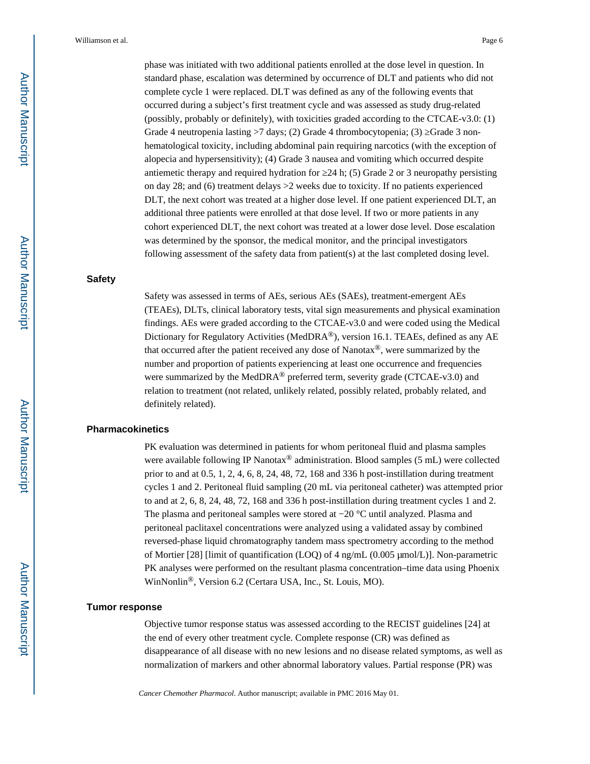phase was initiated with two additional patients enrolled at the dose level in question. In standard phase, escalation was determined by occurrence of DLT and patients who did not complete cycle 1 were replaced. DLT was defined as any of the following events that occurred during a subject's first treatment cycle and was assessed as study drug-related (possibly, probably or definitely), with toxicities graded according to the CTCAE-v3.0: (1) Grade 4 neutropenia lasting >7 days; (2) Grade 4 thrombocytopenia; (3) ≥Grade 3 non-hematological toxicity, including abdominal pain requiring narcotics (with the exception of alopecia and hypersensitivity); (4) Grade 3 nausea and vomiting which occurred despite antiemetic therapy and required hydration for ≥24 h; (5) Grade 2 or 3 neuropathy persisting on day 28; and (6) treatment delays >2 weeks due to toxicity. If no patients experienced DLT, the next cohort was treated at a higher dose level. If one patient experienced DLT, an additional three patients were enrolled at that dose level. If two or more patients in any cohort experienced DLT, the next cohort was treated at a lower dose level. Dose escalation was determined by the sponsor, the medical monitor, and the principal investigators following assessment of the safety data from patient(s) at the last completed dosing level.

### Safety

Safety was assessed in terms of AEs, serious AEs (SAEs), treatment-emergent AEs (TEAEs), DLTs, clinical laboratory tests, vital sign measurements and physical examination findings. AEs were graded according to the CTCAE-v3.0 and were coded using the Medical Dictionary for Regulatory Activities (MedDRA®), version 16.1. TEAEs, defined as any AE that occurred after the patient received any dose of Nanotax®, were summarized by the number and proportion of patients experiencing at least one occurrence and frequencies were summarized by the MedDRA® preferred term, severity grade (CTCAE-v3.0) and relation to treatment (not related, unlikely related, possibly related, probably related, and definitely related).

### Pharmacokinetics

PK evaluation was determined in patients for whom peritoneal fluid and plasma samples were available following IP Nanotax® administration. Blood samples (5 mL) were collected prior to and at 0.5, 1, 2, 4, 6, 8, 24, 48, 72, 168 and 336 h post-instillation during treatment cycles 1 and 2. Peritoneal fluid sampling (20 mL via peritoneal catheter) was attempted prior to and at 2, 6, 8, 24, 48, 72, 168 and 336 h post-instillation during treatment cycles 1 and 2. The plasma and peritoneal samples were stored at −20 °C until analyzed. Plasma and peritoneal paclitaxel concentrations were analyzed using a validated assay by combined reversed-phase liquid chromatography tandem mass spectrometry according to the method of Mortier [28] [limit of quantification (LOQ) of 4 ng/mL (0.005 μmol/L)]. Non-parametric PK analyses were performed on the resultant plasma concentration–time data using Phoenix WinNonlin®, Version 6.2 (Certara USA, Inc., St. Louis, MO).

### Tumor response

Objective tumor response status was assessed according to the RECIST guidelines [24] at the end of every other treatment cycle. Complete response (CR) was defined as disappearance of all disease with no new lesions and no disease related symptoms, as well as normalization of markers and other abnormal laboratory values. Partial response (PR) was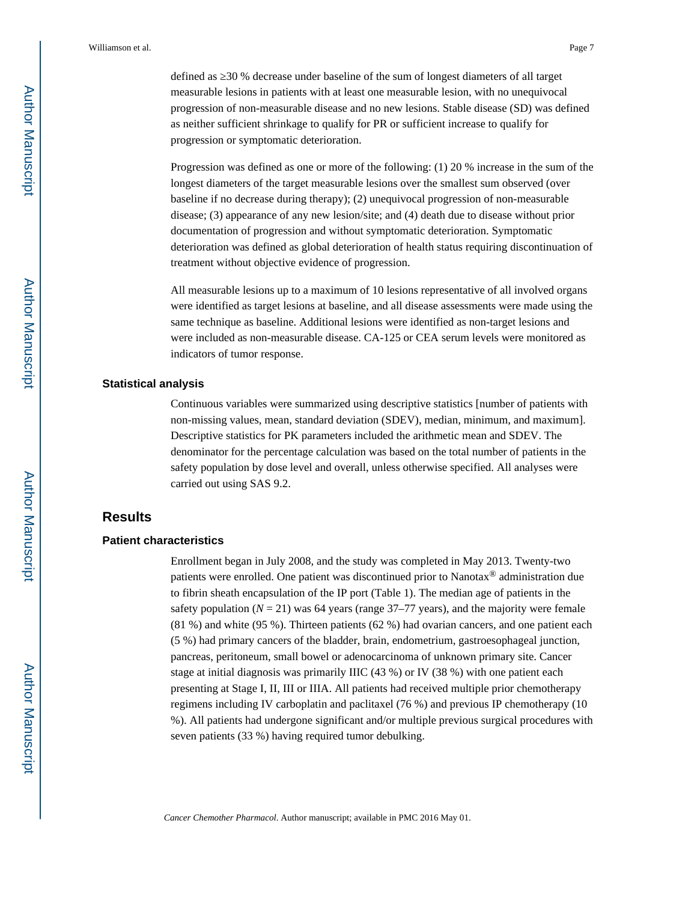defined as ≥30 % decrease under baseline of the sum of longest diameters of all target measurable lesions in patients with at least one measurable lesion, with no unequivocal progression of non-measurable disease and no new lesions. Stable disease (SD) was defined as neither sufficient shrinkage to qualify for PR or sufficient increase to qualify for progression or symptomatic deterioration.

Progression was defined as one or more of the following: (1) 20 % increase in the sum of the longest diameters of the target measurable lesions over the smallest sum observed (over baseline if no decrease during therapy); (2) unequivocal progression of non-measurable disease; (3) appearance of any new lesion/site; and (4) death due to disease without prior documentation of progression and without symptomatic deterioration. Symptomatic deterioration was defined as global deterioration of health status requiring discontinuation of treatment without objective evidence of progression.

All measurable lesions up to a maximum of 10 lesions representative of all involved organs were identified as target lesions at baseline, and all disease assessments were made using the same technique as baseline. Additional lesions were identified as non-target lesions and were included as non-measurable disease. CA-125 or CEA serum levels were monitored as indicators of tumor response.

### Statistical analysis

Continuous variables were summarized using descriptive statistics [number of patients with non-missing values, mean, standard deviation (SDEV), median, minimum, and maximum]. Descriptive statistics for PK parameters included the arithmetic mean and SDEV. The denominator for the percentage calculation was based on the total number of patients in the safety population by dose level and overall, unless otherwise specified. All analyses were carried out using SAS 9.2.

## Results

### Patient characteristics

Enrollment began in July 2008, and the study was completed in May 2013. Twenty-two patients were enrolled. One patient was discontinued prior to Nanotax® administration due to fibrin sheath encapsulation of the IP port (Table 1). The median age of patients in the safety population ($N = 21$) was 64 years (range 37–77 years), and the majority were female (81 %) and white (95 %). Thirteen patients (62 %) had ovarian cancers, and one patient each (5 %) had primary cancers of the bladder, brain, endometrium, gastroesophageal junction, pancreas, peritoneum, small bowel or adenocarcinoma of unknown primary site. Cancer stage at initial diagnosis was primarily IIIC (43 %) or IV (38 %) with one patient each presenting at Stage I, II, III or IIIA. All patients had received multiple prior chemotherapy regimens including IV carboplatin and paclitaxel (76 %) and previous IP chemotherapy (10 %). All patients had undergone significant and/or multiple previous surgical procedures with seven patients (33 %) having required tumor debulking.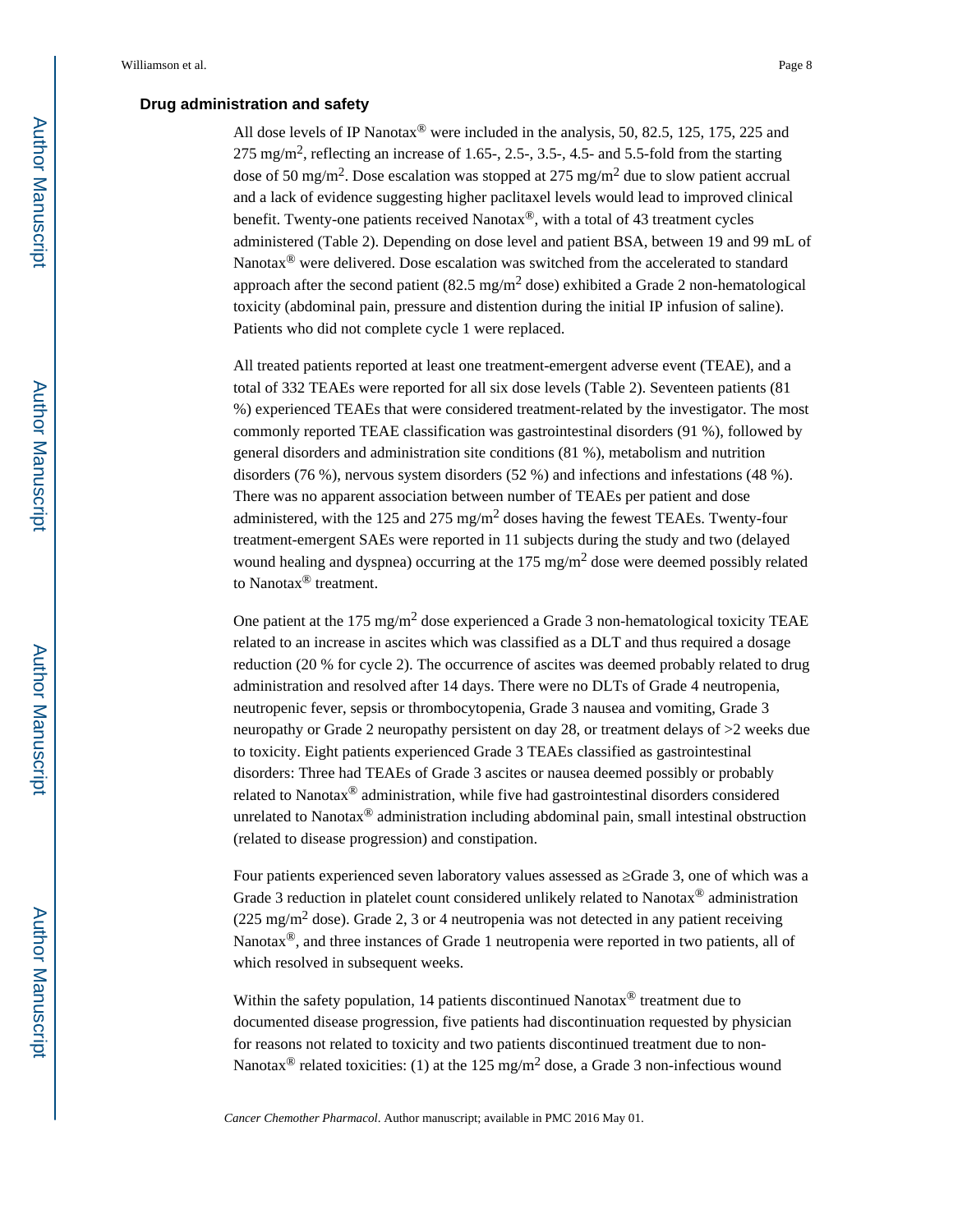### Drug administration and safety

All dose levels of IP Nanotax® were included in the analysis, 50, 82.5, 125, 175, 225 and 275 mg/m$^2$, reflecting an increase of 1.65-, 2.5-, 3.5-, 4.5- and 5.5-fold from the starting dose of 50 mg/m$^2$. Dose escalation was stopped at 275 mg/m$^2$ due to slow patient accrual and a lack of evidence suggesting higher paclitaxel levels would lead to improved clinical benefit. Twenty-one patients received Nanotax®, with a total of 43 treatment cycles administered (Table 2). Depending on dose level and patient BSA, between 19 and 99 mL of Nanotax® were delivered. Dose escalation was switched from the accelerated to standard approach after the second patient (82.5 mg/m$^2$ dose) exhibited a Grade 2 non-hematological toxicity (abdominal pain, pressure and distention during the initial IP infusion of saline). Patients who did not complete cycle 1 were replaced.

All treated patients reported at least one treatment-emergent adverse event (TEAE), and a total of 332 TEAEs were reported for all six dose levels (Table 2). Seventeen patients (81 %) experienced TEAEs that were considered treatment-related by the investigator. The most commonly reported TEAE classification was gastrointestinal disorders (91 %), followed by general disorders and administration site conditions (81 %), metabolism and nutrition disorders (76 %), nervous system disorders (52 %) and infections and infestations (48 %). There was no apparent association between number of TEAEs per patient and dose administered, with the 125 and 275 mg/m$^2$ doses having the fewest TEAEs. Twenty-four treatment-emergent SAEs were reported in 11 subjects during the study and two (delayed wound healing and dyspnea) occurring at the 175 mg/m$^2$ dose were deemed possibly related to Nanotax® treatment.

One patient at the 175 mg/m$^2$ dose experienced a Grade 3 non-hematological toxicity TEAE related to an increase in ascites which was classified as a DLT and thus required a dosage reduction (20 % for cycle 2). The occurrence of ascites was deemed probably related to drug administration and resolved after 14 days. There were no DLTs of Grade 4 neutropenia, neutropenic fever, sepsis or thrombocytopenia, Grade 3 nausea and vomiting, Grade 3 neuropathy or Grade 2 neuropathy persistent on day 28, or treatment delays of >2 weeks due to toxicity. Eight patients experienced Grade 3 TEAEs classified as gastrointestinal disorders: Three had TEAEs of Grade 3 ascites or nausea deemed possibly or probably related to Nanotax® administration, while five had gastrointestinal disorders considered unrelated to Nanotax® administration including abdominal pain, small intestinal obstruction (related to disease progression) and constipation.

Four patients experienced seven laboratory values assessed as ≥Grade 3, one of which was a Grade 3 reduction in platelet count considered unlikely related to Nanotax® administration (225 mg/m$^2$ dose). Grade 2, 3 or 4 neutropenia was not detected in any patient receiving Nanotax®, and three instances of Grade 1 neutropenia were reported in two patients, all of which resolved in subsequent weeks.

Within the safety population, 14 patients discontinued Nanotax® treatment due to documented disease progression, five patients had discontinuation requested by physician for reasons not related to toxicity and two patients discontinued treatment due to non-Nanotax® related toxicities: (1) at the 125 mg/m$^2$ dose, a Grade 3 non-infectious wound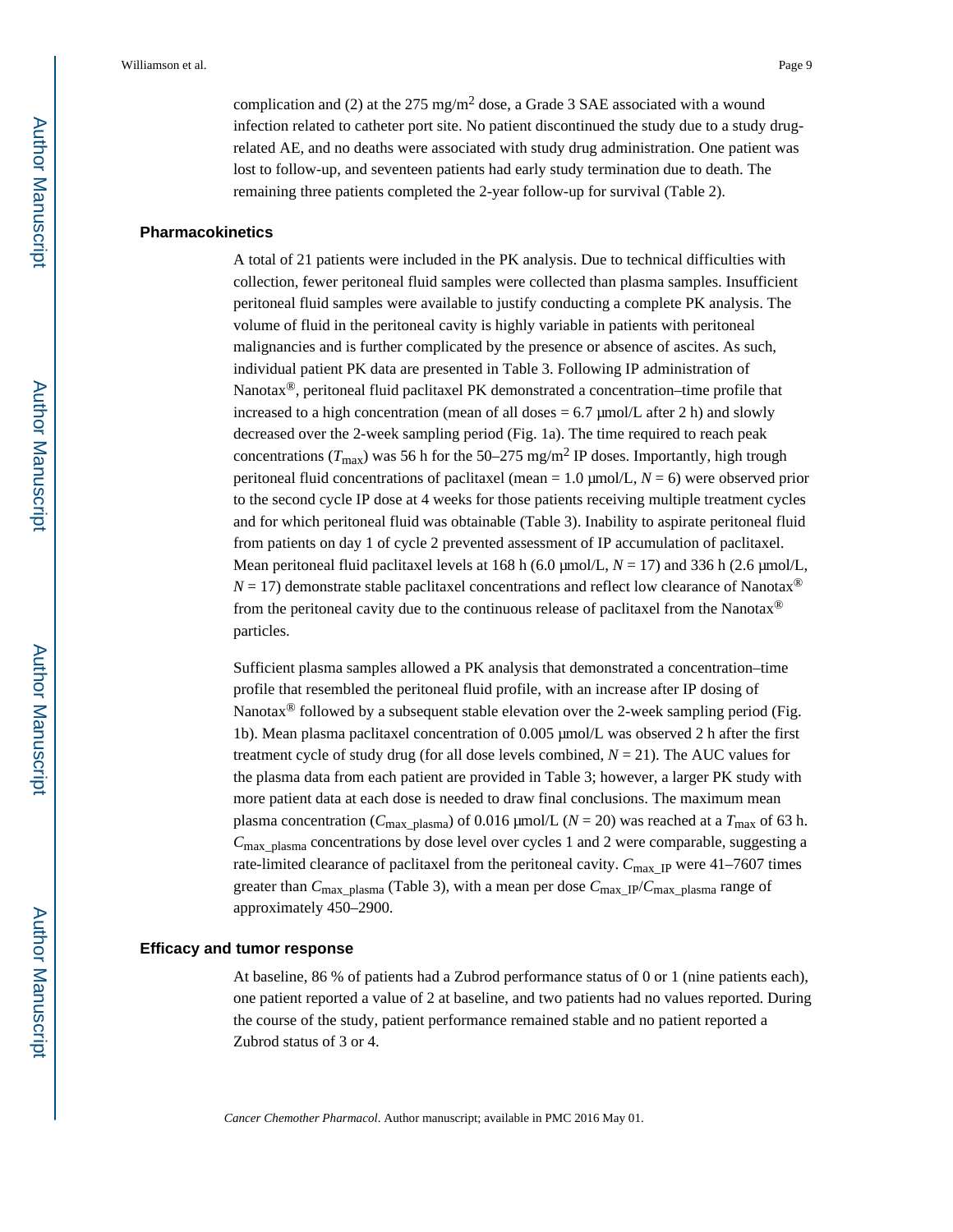complication and (2) at the 275 mg/m$^2$ dose, a Grade 3 SAE associated with a wound infection related to catheter port site. No patient discontinued the study due to a study drug-related AE, and no deaths were associated with study drug administration. One patient was lost to follow-up, and seventeen patients had early study termination due to death. The remaining three patients completed the 2-year follow-up for survival (Table 2).

## Pharmacokinetics

A total of 21 patients were included in the PK analysis. Due to technical difficulties with collection, fewer peritoneal fluid samples were collected than plasma samples. Insufficient peritoneal fluid samples were available to justify conducting a complete PK analysis. The volume of fluid in the peritoneal cavity is highly variable in patients with peritoneal malignancies and is further complicated by the presence or absence of ascites. As such, individual patient PK data are presented in Table 3. Following IP administration of Nanotax®, peritoneal fluid paclitaxel PK demonstrated a concentration–time profile that increased to a high concentration (mean of all doses = 6.7 μmol/L after 2 h) and slowly decreased over the 2-week sampling period (Fig. 1a). The time required to reach peak concentrations ($T_{max}$) was 56 h for the 50–275 mg/m$^2$ IP doses. Importantly, high trough peritoneal fluid concentrations of paclitaxel (mean = 1.0 μmol/L, $N = 6$) were observed prior to the second cycle IP dose at 4 weeks for those patients receiving multiple treatment cycles and for which peritoneal fluid was obtainable (Table 3). Inability to aspirate peritoneal fluid from patients on day 1 of cycle 2 prevented assessment of IP accumulation of paclitaxel. Mean peritoneal fluid paclitaxel levels at 168 h (6.0 μmol/L, $N = 17$) and 336 h (2.6 μmol/L, $N = 17$) demonstrate stable paclitaxel concentrations and reflect low clearance of Nanotax® from the peritoneal cavity due to the continuous release of paclitaxel from the Nanotax® particles.

Sufficient plasma samples allowed a PK analysis that demonstrated a concentration–time profile that resembled the peritoneal fluid profile, with an increase after IP dosing of Nanotax® followed by a subsequent stable elevation over the 2-week sampling period (Fig. 1b). Mean plasma paclitaxel concentration of 0.005 μmol/L was observed 2 h after the first treatment cycle of study drug (for all dose levels combined, $N = 21$). The AUC values for the plasma data from each patient are provided in Table 3; however, a larger PK study with more patient data at each dose is needed to draw final conclusions. The maximum mean plasma concentration ($C_{max\_plasma}$) of 0.016 μmol/L ($N = 20$) was reached at a $T_{max}$ of 63 h. $C_{max\_plasma}$ concentrations by dose level over cycles 1 and 2 were comparable, suggesting a rate-limited clearance of paclitaxel from the peritoneal cavity. $C_{max\_IP}$ were 41–7607 times greater than $C_{max\_plasma}$ (Table 3), with a mean per dose $C_{max\_IP}/C_{max\_plasma}$ range of approximately 450–2900.

## Efficacy and tumor response

At baseline, 86 % of patients had a Zubrod performance status of 0 or 1 (nine patients each), one patient reported a value of 2 at baseline, and two patients had no values reported. During the course of the study, patient performance remained stable and no patient reported a Zubrod status of 3 or 4.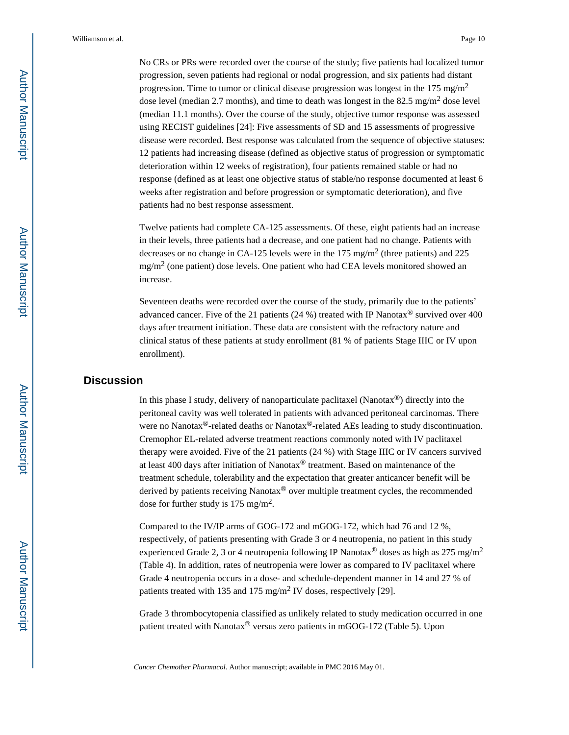No CRs or PRs were recorded over the course of the study; five patients had localized tumor progression, seven patients had regional or nodal progression, and six patients had distant progression. Time to tumor or clinical disease progression was longest in the 175 mg/m$^2$ dose level (median 2.7 months), and time to death was longest in the 82.5 mg/m$^2$ dose level (median 11.1 months). Over the course of the study, objective tumor response was assessed using RECIST guidelines [24]: Five assessments of SD and 15 assessments of progressive disease were recorded. Best response was calculated from the sequence of objective statuses: 12 patients had increasing disease (defined as objective status of progression or symptomatic deterioration within 12 weeks of registration), four patients remained stable or had no response (defined as at least one objective status of stable/no response documented at least 6 weeks after registration and before progression or symptomatic deterioration), and five patients had no best response assessment.

Twelve patients had complete CA-125 assessments. Of these, eight patients had an increase in their levels, three patients had a decrease, and one patient had no change. Patients with decreases or no change in CA-125 levels were in the 175 mg/m$^2$ (three patients) and 225 mg/m$^2$ (one patient) dose levels. One patient who had CEA levels monitored showed an increase.

Seventeen deaths were recorded over the course of the study, primarily due to the patients' advanced cancer. Five of the 21 patients (24 %) treated with IP Nanotax® survived over 400 days after treatment initiation. These data are consistent with the refractory nature and clinical status of these patients at study enrollment (81 % of patients Stage IIIC or IV upon enrollment).

## Discussion

In this phase I study, delivery of nanoparticulate paclitaxel (Nanotax®) directly into the peritoneal cavity was well tolerated in patients with advanced peritoneal carcinomas. There were no Nanotax®-related deaths or Nanotax®-related AEs leading to study discontinuation. Cremophor EL-related adverse treatment reactions commonly noted with IV paclitaxel therapy were avoided. Five of the 21 patients (24 %) with Stage IIIC or IV cancers survived at least 400 days after initiation of Nanotax® treatment. Based on maintenance of the treatment schedule, tolerability and the expectation that greater anticancer benefit will be derived by patients receiving Nanotax® over multiple treatment cycles, the recommended dose for further study is 175 mg/m$^2$.

Compared to the IV/IP arms of GOG-172 and mGOG-172, which had 76 and 12 %, respectively, of patients presenting with Grade 3 or 4 neutropenia, no patient in this study experienced Grade 2, 3 or 4 neutropenia following IP Nanotax® doses as high as 275 mg/m$^2$ (Table 4). In addition, rates of neutropenia were lower as compared to IV paclitaxel where Grade 4 neutropenia occurs in a dose- and schedule-dependent manner in 14 and 27 % of patients treated with 135 and 175 mg/m$^2$ IV doses, respectively [29].

Grade 3 thrombocytopenia classified as unlikely related to study medication occurred in one patient treated with Nanotax® versus zero patients in mGOG-172 (Table 5). Upon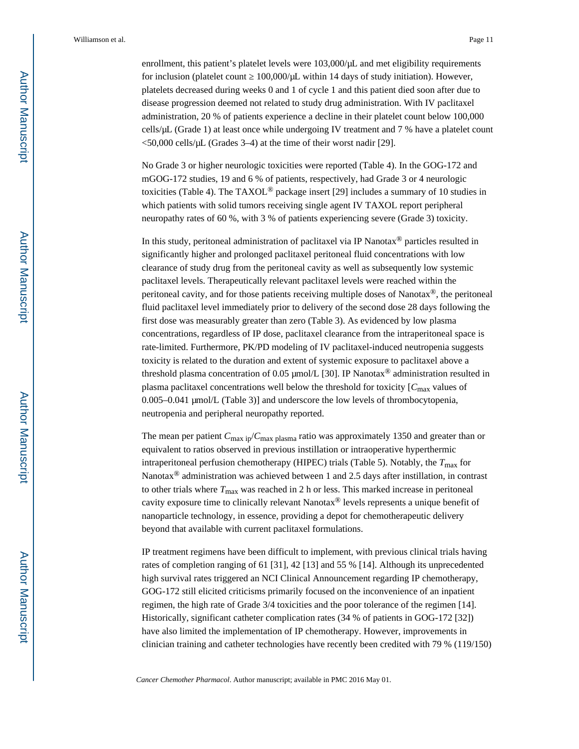enrollment, this patient's platelet levels were 103,000/μL and met eligibility requirements for inclusion (platelet count ≥ 100,000/μL within 14 days of study initiation). However, platelets decreased during weeks 0 and 1 of cycle 1 and this patient died soon after due to disease progression deemed not related to study drug administration. With IV paclitaxel administration, 20 % of patients experience a decline in their platelet count below 100,000 cells/μL (Grade 1) at least once while undergoing IV treatment and 7 % have a platelet count <50,000 cells/μL (Grades 3–4) at the time of their worst nadir [29].

No Grade 3 or higher neurologic toxicities were reported (Table 4). In the GOG-172 and mGOG-172 studies, 19 and 6 % of patients, respectively, had Grade 3 or 4 neurologic toxicities (Table 4). The TAXOL® package insert [29] includes a summary of 10 studies in which patients with solid tumors receiving single agent IV TAXOL report peripheral neuropathy rates of 60 %, with 3 % of patients experiencing severe (Grade 3) toxicity.

In this study, peritoneal administration of paclitaxel via IP Nanotax® particles resulted in significantly higher and prolonged paclitaxel peritoneal fluid concentrations with low clearance of study drug from the peritoneal cavity as well as subsequently low systemic paclitaxel levels. Therapeutically relevant paclitaxel levels were reached within the peritoneal cavity, and for those patients receiving multiple doses of Nanotax®, the peritoneal fluid paclitaxel level immediately prior to delivery of the second dose 28 days following the first dose was measurably greater than zero (Table 3). As evidenced by low plasma concentrations, regardless of IP dose, paclitaxel clearance from the intraperitoneal space is rate-limited. Furthermore, PK/PD modeling of IV paclitaxel-induced neutropenia suggests toxicity is related to the duration and extent of systemic exposure to paclitaxel above a threshold plasma concentration of 0.05 μmol/L [30]. IP Nanotax® administration resulted in plasma paclitaxel concentrations well below the threshold for toxicity [$C_{\max}$ values of 0.005–0.041 μmol/L (Table 3)] and underscore the low levels of thrombocytopenia, neutropenia and peripheral neuropathy reported.

The mean per patient $C_{\max\ ip}/C_{\max\ plasma}$ ratio was approximately 1350 and greater than or equivalent to ratios observed in previous instillation or intraoperative hyperthermic intraperitoneal perfusion chemotherapy (HIPEC) trials (Table 5). Notably, the $T_{\max}$ for Nanotax® administration was achieved between 1 and 2.5 days after instillation, in contrast to other trials where $T_{\max}$ was reached in 2 h or less. This marked increase in peritoneal cavity exposure time to clinically relevant Nanotax® levels represents a unique benefit of nanoparticle technology, in essence, providing a depot for chemotherapeutic delivery beyond that available with current paclitaxel formulations.

IP treatment regimens have been difficult to implement, with previous clinical trials having rates of completion ranging of 61 [31], 42 [13] and 55 % [14]. Although its unprecedented high survival rates triggered an NCI Clinical Announcement regarding IP chemotherapy, GOG-172 still elicited criticisms primarily focused on the inconvenience of an inpatient regimen, the high rate of Grade 3/4 toxicities and the poor tolerance of the regimen [14]. Historically, significant catheter complication rates (34 % of patients in GOG-172 [32]) have also limited the implementation of IP chemotherapy. However, improvements in clinician training and catheter technologies have recently been credited with 79 % (119/150)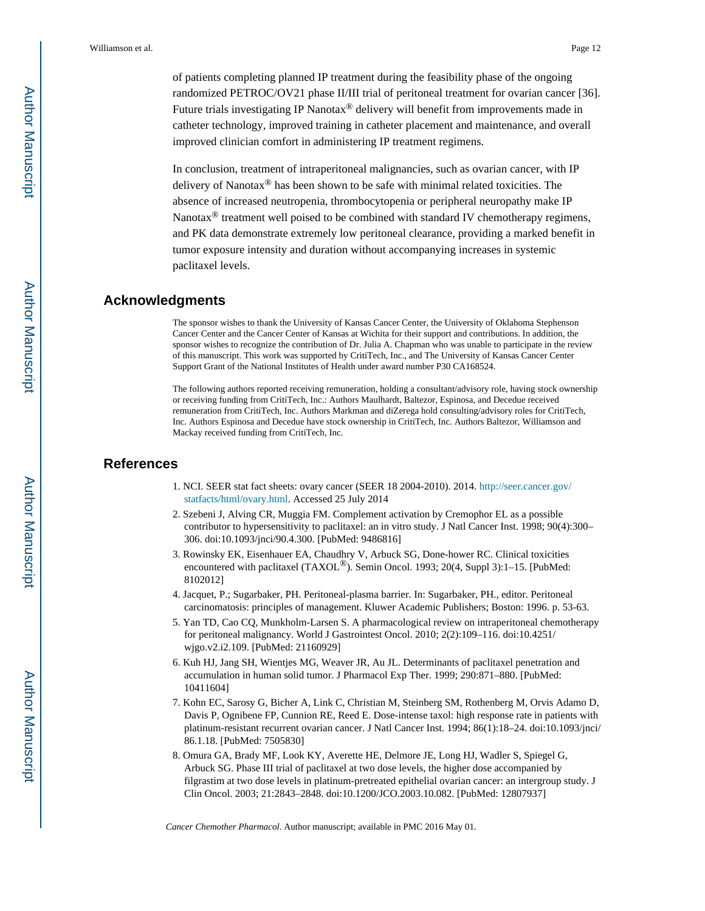of patients completing planned IP treatment during the feasibility phase of the ongoing randomized PETROC/OV21 phase II/III trial of peritoneal treatment for ovarian cancer [36]. Future trials investigating IP Nanotax® delivery will benefit from improvements made in catheter technology, improved training in catheter placement and maintenance, and overall improved clinician comfort in administering IP treatment regimens.

In conclusion, treatment of intraperitoneal malignancies, such as ovarian cancer, with IP delivery of Nanotax® has been shown to be safe with minimal related toxicities. The absence of increased neutropenia, thrombocytopenia or peripheral neuropathy make IP Nanotax® treatment well poised to be combined with standard IV chemotherapy regimens, and PK data demonstrate extremely low peritoneal clearance, providing a marked benefit in tumor exposure intensity and duration without accompanying increases in systemic paclitaxel levels.

## Acknowledgments

The sponsor wishes to thank the University of Kansas Cancer Center, the University of Oklahoma Stephenson Cancer Center and the Cancer Center of Kansas at Wichita for their support and contributions. In addition, the sponsor wishes to recognize the contribution of Dr. Julia A. Chapman who was unable to participate in the review of this manuscript. This work was supported by CritiTech, Inc., and The University of Kansas Cancer Center Support Grant of the National Institutes of Health under award number P30 CA168524.

The following authors reported receiving remuneration, holding a consultant/advisory role, having stock ownership or receiving funding from CritiTech, Inc.: Authors Maulhardt, Baltezor, Espinosa, and Decedue received remuneration from CritiTech, Inc. Authors Markman and diZerega hold consulting/advisory roles for CritiTech, Inc. Authors Espinosa and Decedue have stock ownership in CritiTech, Inc. Authors Baltezor, Williamson and Mackay received funding from CritiTech, Inc.

## References

1. NCI. SEER stat fact sheets: ovary cancer (SEER 18 2004-2010). 2014. http://seer.cancer.gov/statfacts/html/ovary.html. Accessed 25 July 2014
2. Szebeni J, Alving CR, Muggia FM. Complement activation by Cremophor EL as a possible contributor to hypersensitivity to paclitaxel: an in vitro study. J Natl Cancer Inst. 1998; 90(4):300–306. doi:10.1093/jnci/90.4.300. [PubMed: 9486816]
3. Rowinsky EK, Eisenhauer EA, Chaudhry V, Arbuck SG, Done-hower RC. Clinical toxicities encountered with paclitaxel (TAXOL®). Semin Oncol. 1993; 20(4, Suppl 3):1–15. [PubMed: 8102012]
4. Jacquet, P.; Sugarbaker, PH. Peritoneal-plasma barrier. In: Sugarbaker, PH., editor. Peritoneal carcinomatosis: principles of management. Kluwer Academic Publishers; Boston: 1996. p. 53-63.
5. Yan TD, Cao CQ, Munkholm-Larsen S. A pharmacological review on intraperitoneal chemotherapy for peritoneal malignancy. World J Gastrointest Oncol. 2010; 2(2):109–116. doi:10.4251/wjgo.v2.i2.109. [PubMed: 21160929]
6. Kuh HJ, Jang SH, Wientjes MG, Weaver JR, Au JL. Determinants of paclitaxel penetration and accumulation in human solid tumor. J Pharmacol Exp Ther. 1999; 290:871–880. [PubMed: 10411604]
7. Kohn EC, Sarosy G, Bicher A, Link C, Christian M, Steinberg SM, Rothenberg M, Orvis Adamo D, Davis P, Ognibene FP, Cunnion RE, Reed E. Dose-intense taxol: high response rate in patients with platinum-resistant recurrent ovarian cancer. J Natl Cancer Inst. 1994; 86(1):18–24. doi:10.1093/jnci/86.1.18. [PubMed: 7505830]
8. Omura GA, Brady MF, Look KY, Averette HE, Delmore JE, Long HJ, Wadler S, Spiegel G, Arbuck SG. Phase III trial of paclitaxel at two dose levels, the higher dose accompanied by filgrastim at two dose levels in platinum-pretreated epithelial ovarian cancer: an intergroup study. J Clin Oncol. 2003; 21:2843–2848. doi:10.1200/JCO.2003.10.082. [PubMed: 12807937]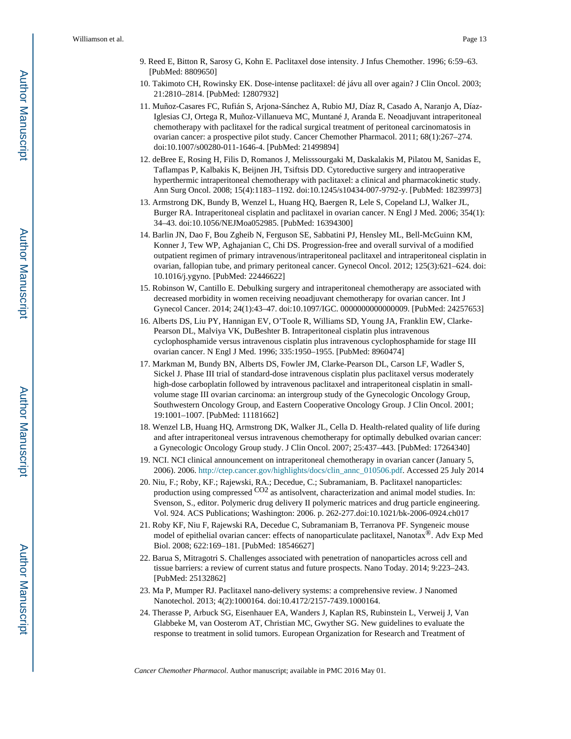9. Reed E, Bitton R, Sarosy G, Kohn E. Paclitaxel dose intensity. J Infus Chemother. 1996; 6:59–63. [PubMed: 8809650]
10. Takimoto CH, Rowinsky EK. Dose-intense paclitaxel: dé jávu all over again? J Clin Oncol. 2003; 21:2810–2814. [PubMed: 12807932]
11. Muñoz-Casares FC, Rufián S, Arjona-Sánchez A, Rubio MJ, Díaz R, Casado A, Naranjo A, Díaz-Iglesias CJ, Ortega R, Muñoz-Villanueva MC, Muntané J, Aranda E. Neoadjuvant intraperitoneal chemotherapy with paclitaxel for the radical surgical treatment of peritoneal carcinomatosis in ovarian cancer: a prospective pilot study. Cancer Chemother Pharmacol. 2011; 68(1):267–274. doi:10.1007/s00280-011-1646-4. [PubMed: 21499894]
12. deBree E, Rosing H, Filis D, Romanos J, Melisssourgaki M, Daskalakis M, Pilatou M, Sanidas E, Taflampas P, Kalbakis K, Beijnen JH, Tsiftsis DD. Cytoreductive surgery and intraoperative hyperthermic intraperitoneal chemotherapy with paclitaxel: a clinical and pharmacokinetic study. Ann Surg Oncol. 2008; 15(4):1183–1192. doi:10.1245/s10434-007-9792-y. [PubMed: 18239973]
13. Armstrong DK, Bundy B, Wenzel L, Huang HQ, Baergen R, Lele S, Copeland LJ, Walker JL, Burger RA. Intraperitoneal cisplatin and paclitaxel in ovarian cancer. N Engl J Med. 2006; 354(1): 34–43. doi:10.1056/NEJMoa052985. [PubMed: 16394300]
14. Barlin JN, Dao F, Bou Zgheib N, Ferguson SE, Sabbatini PJ, Hensley ML, Bell-McGuinn KM, Konner J, Tew WP, Aghajanian C, Chi DS. Progression-free and overall survival of a modified outpatient regimen of primary intravenous/intraperitoneal paclitaxel and intraperitoneal cisplatin in ovarian, fallopian tube, and primary peritoneal cancer. Gynecol Oncol. 2012; 125(3):621–624. doi: 10.1016/j.ygyno. [PubMed: 22446622]
15. Robinson W, Cantillo E. Debulking surgery and intraperitoneal chemotherapy are associated with decreased morbidity in women receiving neoadjuvant chemotherapy for ovarian cancer. Int J Gynecol Cancer. 2014; 24(1):43–47. doi:10.1097/IGC. 0000000000000009. [PubMed: 24257653]
16. Alberts DS, Liu PY, Hannigan EV, O'Toole R, Williams SD, Young JA, Franklin EW, Clarke-Pearson DL, Malviya VK, DuBeshter B. Intraperitoneal cisplatin plus intravenous cyclophosphamide versus intravenous cisplatin plus intravenous cyclophosphamide for stage III ovarian cancer. N Engl J Med. 1996; 335:1950–1955. [PubMed: 8960474]
17. Markman M, Bundy BN, Alberts DS, Fowler JM, Clarke-Pearson DL, Carson LF, Wadler S, Sickel J. Phase III trial of standard-dose intravenous cisplatin plus paclitaxel versus moderately high-dose carboplatin followed by intravenous paclitaxel and intraperitoneal cisplatin in small-volume stage III ovarian carcinoma: an intergroup study of the Gynecologic Oncology Group, Southwestern Oncology Group, and Eastern Cooperative Oncology Group. J Clin Oncol. 2001; 19:1001–1007. [PubMed: 11181662]
18. Wenzel LB, Huang HQ, Armstrong DK, Walker JL, Cella D. Health-related quality of life during and after intraperitoneal versus intravenous chemotherapy for optimally debulked ovarian cancer: a Gynecologic Oncology Group study. J Clin Oncol. 2007; 25:437–443. [PubMed: 17264340]
19. NCI. NCI clinical announcement on intraperitoneal chemotherapy in ovarian cancer (January 5, 2006). 2006. http://ctep.cancer.gov/highlights/docs/clin_annc_010506.pdf. Accessed 25 July 2014
20. Niu, F.; Roby, KF.; Rajewski, RA.; Decedue, C.; Subramaniam, B. Paclitaxel nanoparticles: production using compressed $^{CO2}$ as antisolvent, characterization and animal model studies. In: Svenson, S., editor. Polymeric drug delivery II polymeric matrices and drug particle engineering. Vol. 924. ACS Publications; Washington: 2006. p. 262-277.doi:10.1021/bk-2006-0924.ch017
21. Roby KF, Niu F, Rajewski RA, Decedue C, Subramaniam B, Terranova PF. Syngeneic mouse model of epithelial ovarian cancer: effects of nanoparticulate paclitaxel, Nanotax®. Adv Exp Med Biol. 2008; 622:169–181. [PubMed: 18546627]
22. Barua S, Mitragotri S. Challenges associated with penetration of nanoparticles across cell and tissue barriers: a review of current status and future prospects. Nano Today. 2014; 9:223–243. [PubMed: 25132862]
23. Ma P, Mumper RJ. Paclitaxel nano-delivery systems: a comprehensive review. J Nanomed Nanotechol. 2013; 4(2):1000164. doi:10.4172/2157-7439.1000164.
24. Therasse P, Arbuck SG, Eisenhauer EA, Wanders J, Kaplan RS, Rubinstein L, Verweij J, Van Glabbeke M, van Oosterom AT, Christian MC, Gwyther SG. New guidelines to evaluate the response to treatment in solid tumors. European Organization for Research and Treatment of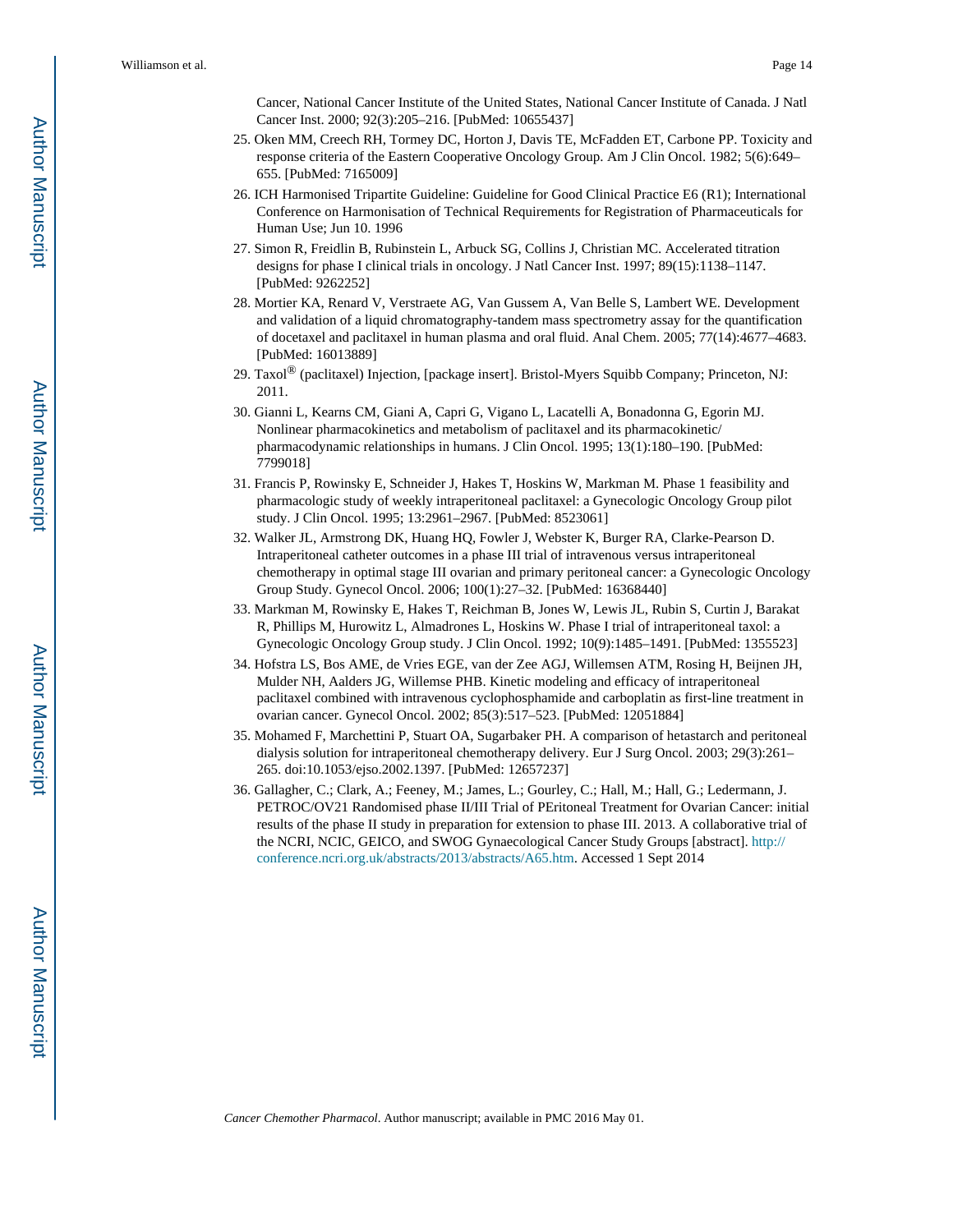Cancer, National Cancer Institute of the United States, National Cancer Institute of Canada. J Natl Cancer Inst. 2000; 92(3):205–216. [PubMed: 10655437]

25. Oken MM, Creech RH, Tormey DC, Horton J, Davis TE, McFadden ET, Carbone PP. Toxicity and response criteria of the Eastern Cooperative Oncology Group. Am J Clin Oncol. 1982; 5(6):649–655. [PubMed: 7165009]
26. ICH Harmonised Tripartite Guideline: Guideline for Good Clinical Practice E6 (R1); International Conference on Harmonisation of Technical Requirements for Registration of Pharmaceuticals for Human Use; Jun 10. 1996
27. Simon R, Freidlin B, Rubinstein L, Arbuck SG, Collins J, Christian MC. Accelerated titration designs for phase I clinical trials in oncology. J Natl Cancer Inst. 1997; 89(15):1138–1147. [PubMed: 9262252]
28. Mortier KA, Renard V, Verstraete AG, Van Gussem A, Van Belle S, Lambert WE. Development and validation of a liquid chromatography-tandem mass spectrometry assay for the quantification of docetaxel and paclitaxel in human plasma and oral fluid. Anal Chem. 2005; 77(14):4677–4683. [PubMed: 16013889]
29. Taxol® (paclitaxel) Injection, [package insert]. Bristol-Myers Squibb Company; Princeton, NJ: 2011.
30. Gianni L, Kearns CM, Giani A, Capri G, Vigano L, Lacatelli A, Bonadonna G, Egorin MJ. Nonlinear pharmacokinetics and metabolism of paclitaxel and its pharmacokinetic/pharmacodynamic relationships in humans. J Clin Oncol. 1995; 13(1):180–190. [PubMed: 7799018]
31. Francis P, Rowinsky E, Schneider J, Hakes T, Hoskins W, Markman M. Phase 1 feasibility and pharmacologic study of weekly intraperitoneal paclitaxel: a Gynecologic Oncology Group pilot study. J Clin Oncol. 1995; 13:2961–2967. [PubMed: 8523061]
32. Walker JL, Armstrong DK, Huang HQ, Fowler J, Webster K, Burger RA, Clarke-Pearson D. Intraperitoneal catheter outcomes in a phase III trial of intravenous versus intraperitoneal chemotherapy in optimal stage III ovarian and primary peritoneal cancer: a Gynecologic Oncology Group Study. Gynecol Oncol. 2006; 100(1):27–32. [PubMed: 16368440]
33. Markman M, Rowinsky E, Hakes T, Reichman B, Jones W, Lewis JL, Rubin S, Curtin J, Barakat R, Phillips M, Hurowitz L, Almadrones L, Hoskins W. Phase I trial of intraperitoneal taxol: a Gynecologic Oncology Group study. J Clin Oncol. 1992; 10(9):1485–1491. [PubMed: 1355523]
34. Hofstra LS, Bos AME, de Vries EGE, van der Zee AGJ, Willemsen ATM, Rosing H, Beijnen JH, Mulder NH, Aalders JG, Willemse PHB. Kinetic modeling and efficacy of intraperitoneal paclitaxel combined with intravenous cyclophosphamide and carboplatin as first-line treatment in ovarian cancer. Gynecol Oncol. 2002; 85(3):517–523. [PubMed: 12051884]
35. Mohamed F, Marchettini P, Stuart OA, Sugarbaker PH. A comparison of hetastarch and peritoneal dialysis solution for intraperitoneal chemotherapy delivery. Eur J Surg Oncol. 2003; 29(3):261–265. doi:10.1053/ejso.2002.1397. [PubMed: 12657237]
36. Gallagher, C.; Clark, A.; Feeney, M.; James, L.; Gourley, C.; Hall, M.; Hall, G.; Ledermann, J. PETROC/OV21 Randomised phase II/III Trial of PEritoneal Treatment for Ovarian Cancer: initial results of the phase II study in preparation for extension to phase III. 2013. A collaborative trial of the NCRI, NCIC, GEICO, and SWOG Gynaecological Cancer Study Groups [abstract]. http://conference.ncri.org.uk/abstracts/2013/abstracts/A65.htm. Accessed 1 Sept 2014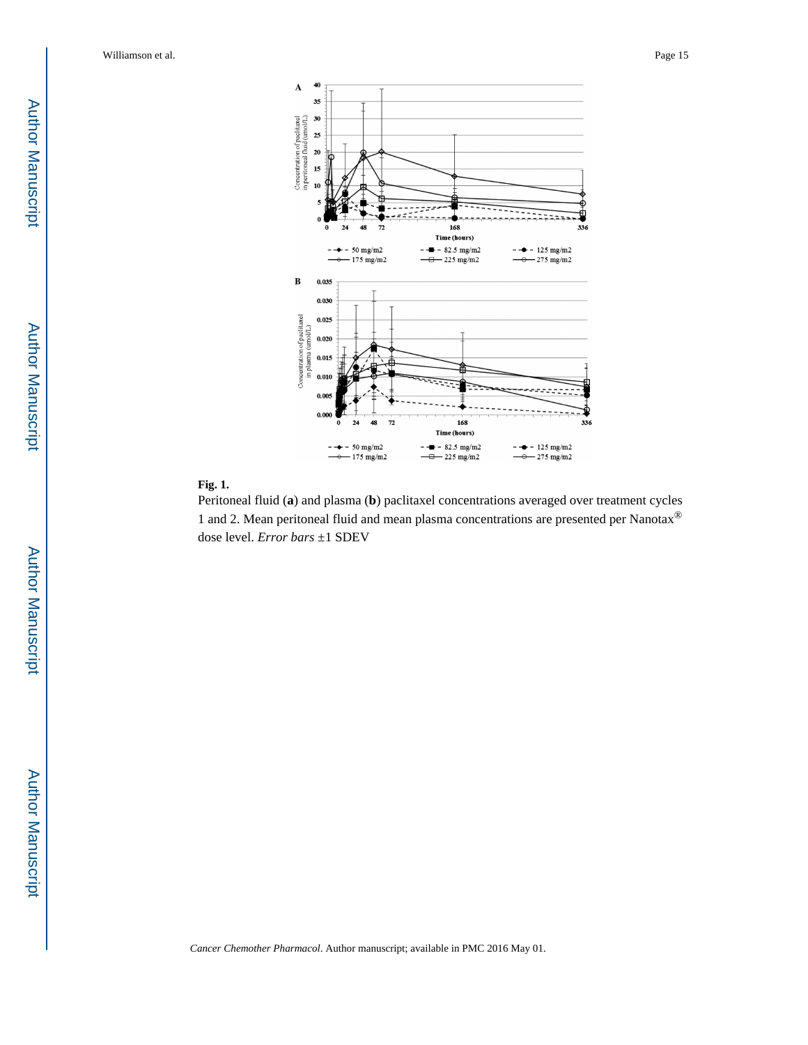**Fig. 1.**

Peritoneal fluid (**a**) and plasma (**b**) paclitaxel concentrations averaged over treatment cycles 1 and 2. Mean peritoneal fluid and mean plasma concentrations are presented per Nanotax® dose level. *Error bars* ±1 SDEV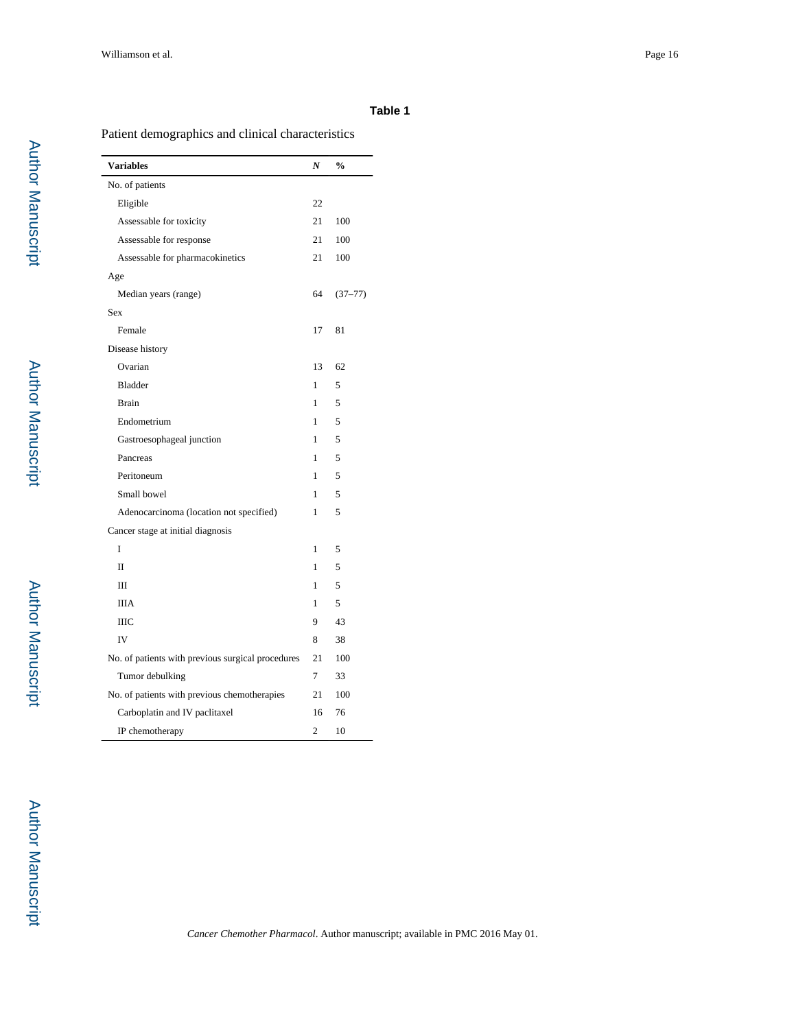**Table 1**

Patient demographics and clinical characteristics

| Variables | *N* | % |
|---|---|---|
| No. of patients | | |
| Eligible | 22 | |
| Assessable for toxicity | 21 | 100 |
| Assessable for response | 21 | 100 |
| Assessable for pharmacokinetics | 21 | 100 |
| Age | | |
| Median years (range) | 64 | (37–77) |
| Sex | | |
| Female | 17 | 81 |
| Disease history | | |
| Ovarian | 13 | 62 |
| Bladder | 1 | 5 |
| Brain | 1 | 5 |
| Endometrium | 1 | 5 |
| Gastroesophageal junction | 1 | 5 |
| Pancreas | 1 | 5 |
| Peritoneum | 1 | 5 |
| Small bowel | 1 | 5 |
| Adenocarcinoma (location not specified) | 1 | 5 |
| Cancer stage at initial diagnosis | | |
| I | 1 | 5 |
| II | 1 | 5 |
| III | 1 | 5 |
| IIIA | 1 | 5 |
| IIIC | 9 | 43 |
| IV | 8 | 38 |
| No. of patients with previous surgical procedures | 21 | 100 |
| Tumor debulking | 7 | 33 |
| No. of patients with previous chemotherapies | 21 | 100 |
| Carboplatin and IV paclitaxel | 16 | 76 |
| IP chemotherapy | 2 | 10 |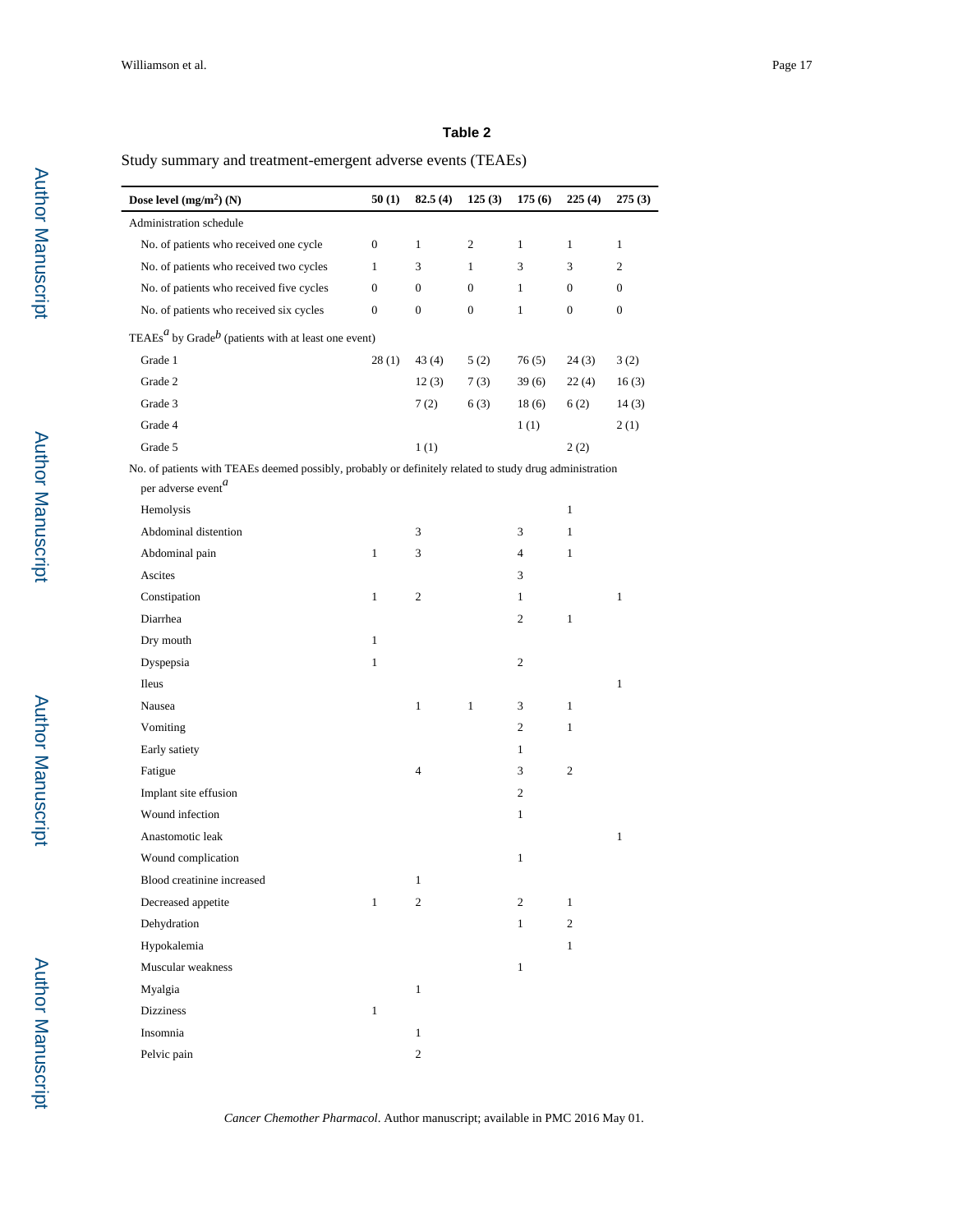**Table 2**

Study summary and treatment-emergent adverse events (TEAEs)

| Dose level (mg/m$^2$) (N) | 50 (1) | 82.5 (4) | 125 (3) | 175 (6) | 225 (4) | 275 (3) |
|---|---|---|---|---|---|---|
| Administration schedule | | | | | | |
| No. of patients who received one cycle | 0 | 1 | 2 | 1 | 1 | 1 |
| No. of patients who received two cycles | 1 | 3 | 1 | 3 | 3 | 2 |
| No. of patients who received five cycles | 0 | 0 | 0 | 1 | 0 | 0 |
| No. of patients who received six cycles | 0 | 0 | 0 | 1 | 0 | 0 |
| TEAEs[a] by Grade[b] (patients with at least one event) | | | | | | |
| Grade 1 | 28 (1) | 43 (4) | 5 (2) | 76 (5) | 24 (3) | 3 (2) |
| Grade 2 | | 12 (3) | 7 (3) | 39 (6) | 22 (4) | 16 (3) |
| Grade 3 | | 7 (2) | 6 (3) | 18 (6) | 6 (2) | 14 (3) |
| Grade 4 | | | | 1 (1) | | 2 (1) |
| Grade 5 | | 1 (1) | | | 2 (2) | |
| No. of patients with TEAEs deemed possibly, probably or definitely related to study drug administration per adverse event[a] | | | | | | |
| Hemolysis | | | | | 1 | |
| Abdominal distention | | 3 | | 3 | 1 | |
| Abdominal pain | 1 | 3 | | 4 | 1 | |
| Ascites | | | | 3 | | |
| Constipation | 1 | 2 | | 1 | | 1 |
| Diarrhea | | | | 2 | 1 | |
| Dry mouth | 1 | | | | | |
| Dyspepsia | 1 | | | 2 | | |
| Ileus | | | | | | 1 |
| Nausea | | 1 | 1 | 3 | 1 | |
| Vomiting | | | | 2 | 1 | |
| Early satiety | | | | 1 | | |
| Fatigue | | 4 | | 3 | 2 | |
| Implant site effusion | | | | 2 | | |
| Wound infection | | | | 1 | | |
| Anastomotic leak | | | | | | 1 |
| Wound complication | | | | 1 | | |
| Blood creatinine increased | | 1 | | | | |
| Decreased appetite | 1 | 2 | | 2 | 1 | |
| Dehydration | | | | 1 | 2 | |
| Hypokalemia | | | | | 1 | |
| Muscular weakness | | | | 1 | | |
| Myalgia | | 1 | | | | |
| Dizziness | 1 | | | | | |
| Insomnia | | 1 | | | | |
| Pelvic pain | | 2 | | | | |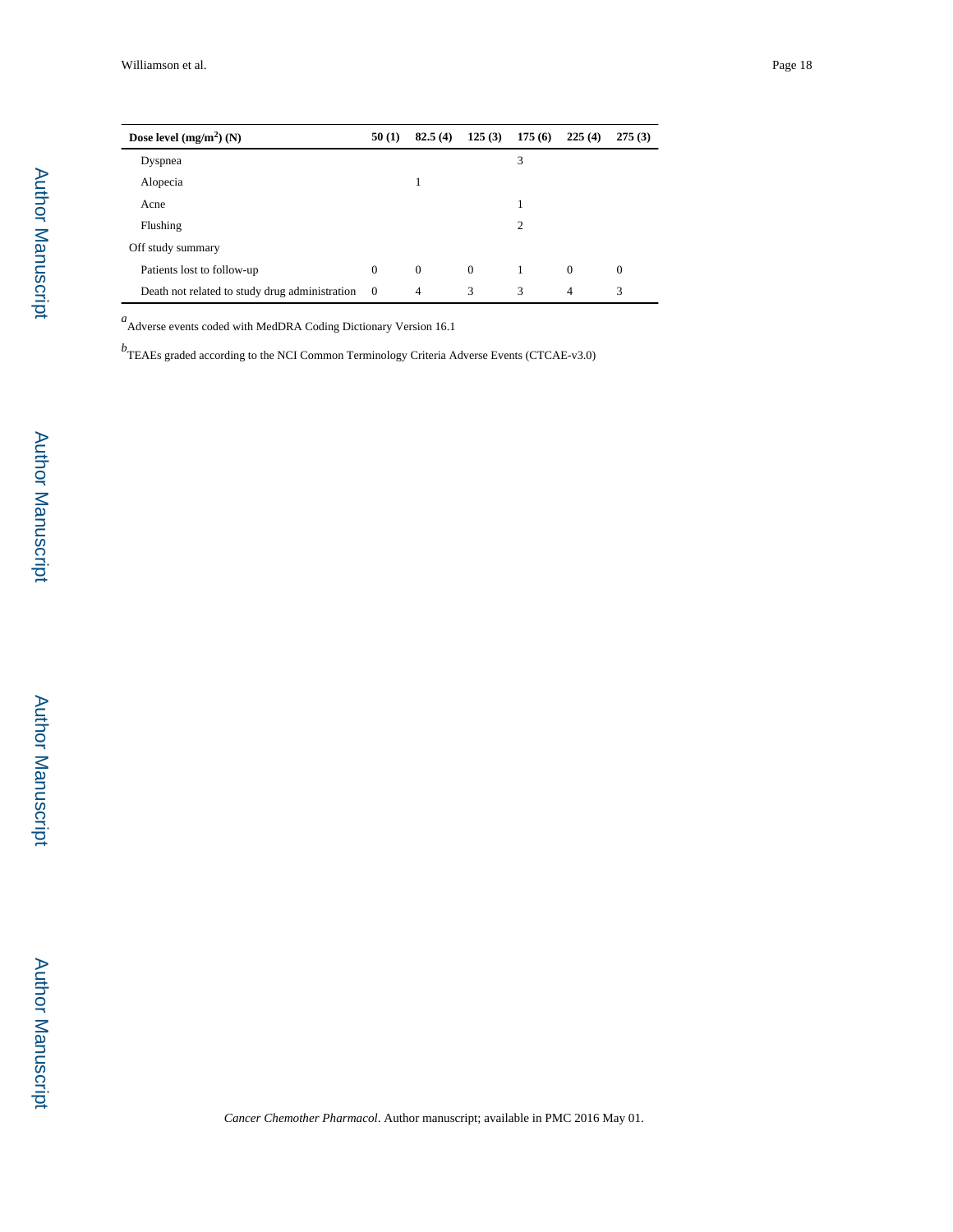| Dose level (mg/m$^2$) (N) | 50 (1) | 82.5 (4) | 125 (3) | 175 (6) | 225 (4) | 275 (3) |
|---|---|---|---|---|---|---|
| Dyspnea | | | | 3 | | |
| Alopecia | | 1 | | | | |
| Acne | | | | 1 | | |
| Flushing | | | | 2 | | |
| Off study summary | | | | | | |
| Patients lost to follow-up | 0 | 0 | 0 | 1 | 0 | 0 |
| Death not related to study drug administration | 0 | 4 | 3 | 3 | 4 | 3 |

[a] Adverse events coded with MedDRA Coding Dictionary Version 16.1

[b] TEAEs graded according to the NCI Common Terminology Criteria Adverse Events (CTCAE-v3.0)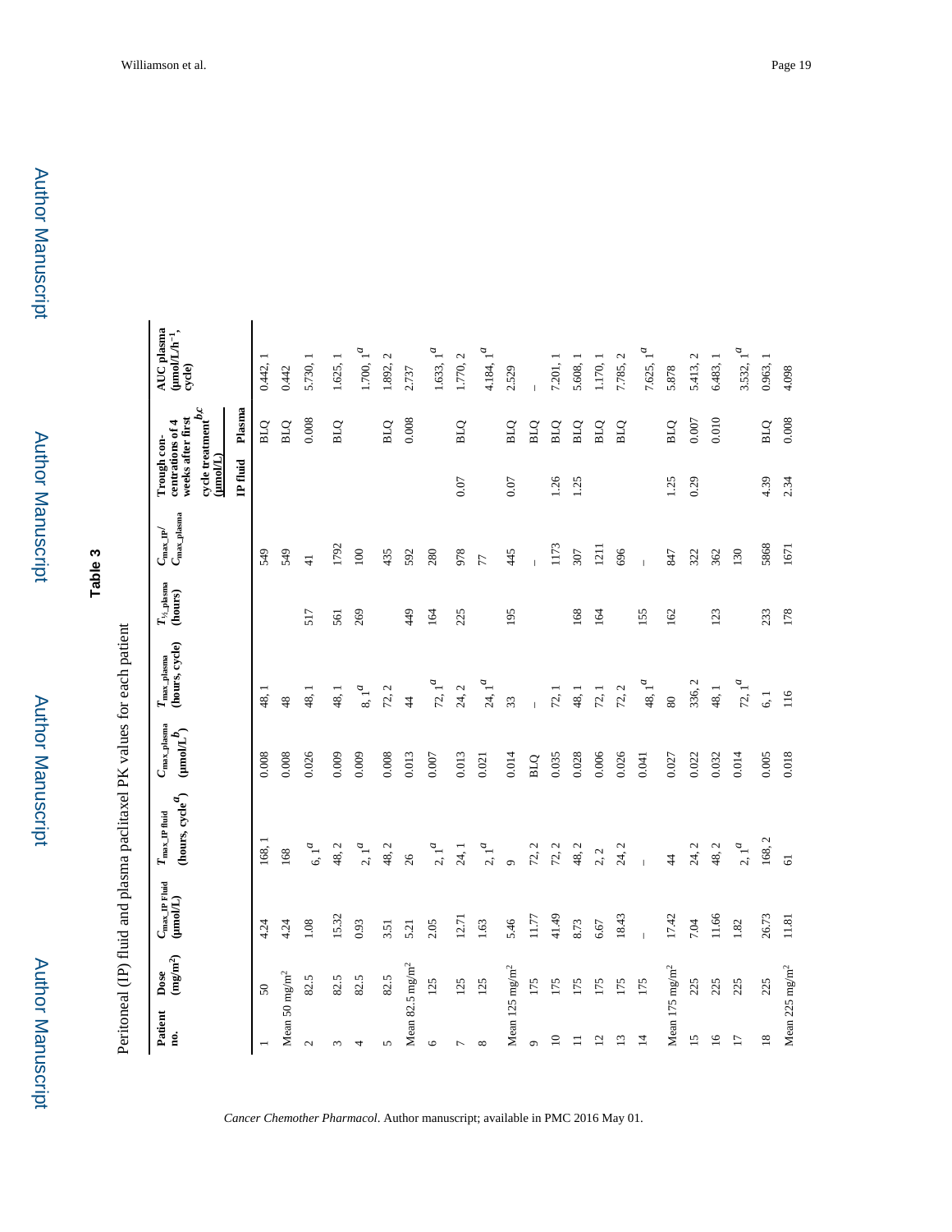# Table 3

Peritoneal (IP) fluid and plasma paclitaxel PK values for each patient

| Patient no. | Dose (mg/m[2]) | $C_{max\_IP\ fluid}$ (μmol/L) | $T_{max\_IP\ fluid}$ (hours, cycle[a]) | $C_{max\_plasma}$ (μmol/L[b]) | $T_{max\_plasma}$ (hours, cycle) | $T_{½\_plasma}$ (hours) | $C_{max\_IP}$/ $C_{max\_plasma}$ | Trough concentrations of 4 weeks after first cycle treatment[b,c] (μmol/L) | | AUC plasma (μmol/L/h[−1], cycle) |
|---|---|---|---|---|---|---|---|---|---|---|
| | | | | | | | | IP fluid | Plasma | |
| 1 | 50 | 4.24 | 168, 1 | 0.008 | 48, 1 | | 549 | | BLQ | 0.442, 1 |
| Mean 50 mg/m[2] | | 4.24 | 168 | 0.008 | 48 | | 549 | | BLQ | 0.442 |
| 2 | 82.5 | 1.08 | 6, 1[a] | 0.026 | 48, 1 | 517 | 41 | | 0.008 | 5.730, 1 |
| 3 | 82.5 | 15.32 | 48, 2 | 0.009 | 48, 1 | 561 | 1792 | | BLQ | 1.625, 1 |
| 4 | 82.5 | 0.93 | 2, 1[a] | 0.009 | 8, 1[a] | 269 | 100 | | | 1.700, 1[a] |
| 5 | 82.5 | 3.51 | 48, 2 | 0.008 | 72, 2 | | 435 | | BLQ | 1.892, 2 |
| Mean 82.5 mg/m[2] | | 5.21 | 26 | 0.013 | 44 | 449 | 592 | | 0.008 | 2.737 |
| 6 | 125 | 2.05 | 2, 1[a] | 0.007 | 72, 1[a] | 164 | 280 | | | 1.633, 1[a] |
| 7 | 125 | 12.71 | 24, 1 | 0.013 | 24, 2 | 225 | 978 | 0.07 | BLQ | 1.770, 2 |
| 8 | 125 | 1.63 | 2, 1[a] | 0.021 | 24, 1[a] | | 77 | | | 4.184, 1[a] |
| Mean 125 mg/m[2] | | 5.46 | 9 | 0.014 | 33 | 195 | 445 | 0.07 | BLQ | 2.529 |
| 9 | 175 | 11.77 | 72, 2 | BLQ | – | | – | | BLQ | – |
| 10 | 175 | 41.49 | 72, 2 | 0.035 | 72, 1 | | 1173 | 1.26 | BLQ | 7.201, 1 |
| 11 | 175 | 8.73 | 48, 2 | 0.028 | 48, 1 | 168 | 307 | 1.25 | BLQ | 5.608, 1 |
| 12 | 175 | 6.67 | 2, 2 | 0.006 | 72, 1 | 164 | 1211 | | BLQ | 1.170, 1 |
| 13 | 175 | 18.43 | 24, 2 | 0.026 | 72, 2 | | 696 | | BLQ | 7.785, 2 |
| 14 | 175 | – | – | 0.041 | 48, 1[a] | 155 | – | | | 7.625, 1[a] |
| Mean 175 mg/m[2] | | 17.42 | 44 | 0.027 | 80 | 162 | 847 | 1.25 | BLQ | 5.878 |
| 15 | 225 | 7.04 | 24, 2 | 0.022 | 336, 2 | | 322 | 0.29 | 0.007 | 5.413, 2 |
| 16 | 225 | 11.66 | 48, 2 | 0.032 | 48, 1 | 123 | 362 | | 0.010 | 6.483, 1 |
| 17 | 225 | 1.82 | 2, 1[a] | 0.014 | 72, 1[a] | | 130 | | | 3.532, 1[a] |
| 18 | 225 | 26.73 | 168, 2 | 0.005 | 6, 1 | 233 | 5868 | 4.39 | BLQ | 0.963, 1 |
| Mean 225 mg/m[2] | | 11.81 | 61 | 0.018 | 116 | 178 | 1671 | 2.34 | 0.008 | 4.098 |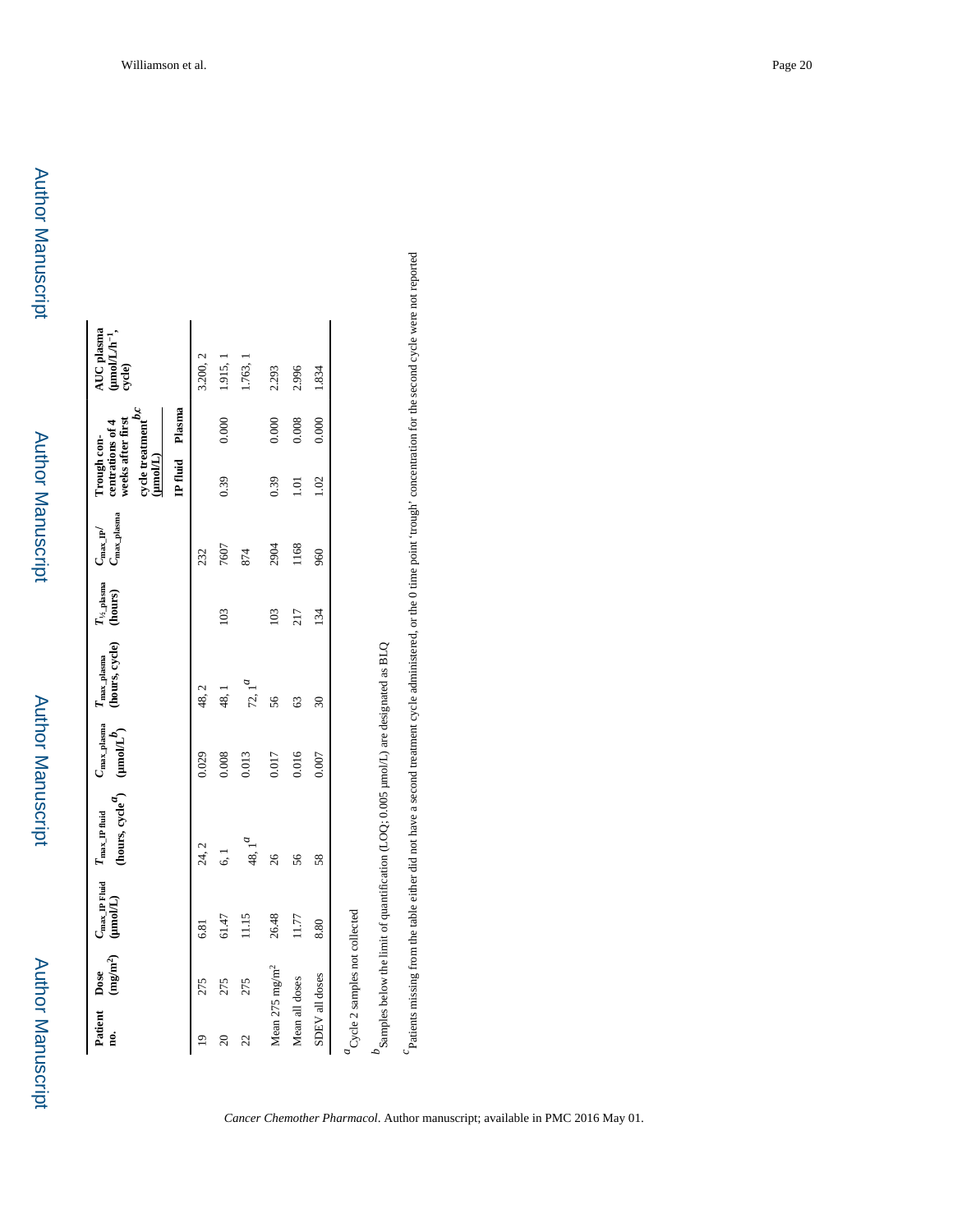| Patient no. | Dose ($mg/m^2$) | $C_{max\_IP\ Fluid}$ (μmol/L) | $T_{max\_IP\ fluid}$ (hours, cycle[a]) | $C_{max\_plasma}$ (μmol/L[b]) | $T_{max\_plasma}$ (hours, cycle) | $T_{½\_plasma}$ (hours) | $C_{max\_IP}$/ $C_{max\_plasma}$ | Trough concentrations of 4 weeks after first cycle treatment[b,c] (μmol/L) | | AUC plasma (μmol/L/$h^{-1}$, cycle) |
|---|---|---|---|---|---|---|---|---|---|---|
| | | | | | | | | IP fluid | Plasma | |
| 19 | 275 | 6.81 | 24, 2 | 0.029 | 48, 2 | | 232 | | | 3.200, 2 |
| 20 | 275 | 61.47 | 6, 1 | 0.008 | 48, 1 | 103 | 7607 | 0.39 | 0.000 | 1.915, 1 |
| 22 | 275 | 11.15 | 48, 1[a] | 0.013 | 72, 1[a] | | 874 | | | 1.763, 1 |
| Mean 275 $mg/m^2$ | | 26.48 | 26 | 0.017 | 56 | 103 | 2904 | 0.39 | 0.000 | 2.293 |
| Mean all doses | | 11.77 | 56 | 0.016 | 63 | 217 | 1168 | 1.01 | 0.008 | 2.996 |
| SDEV all doses | | 8.80 | 58 | 0.007 | 30 | 134 | 960 | 1.02 | 0.000 | 1.834 |

[a] Cycle 2 samples not collected

[b] Samples below the limit of quantification (LOQ; 0.005 μmol/L) are designated as BLQ

[c] Patients missing from the table either did not have a second treatment cycle administered, or the 0 time point 'trough' concentration for the second cycle were not reported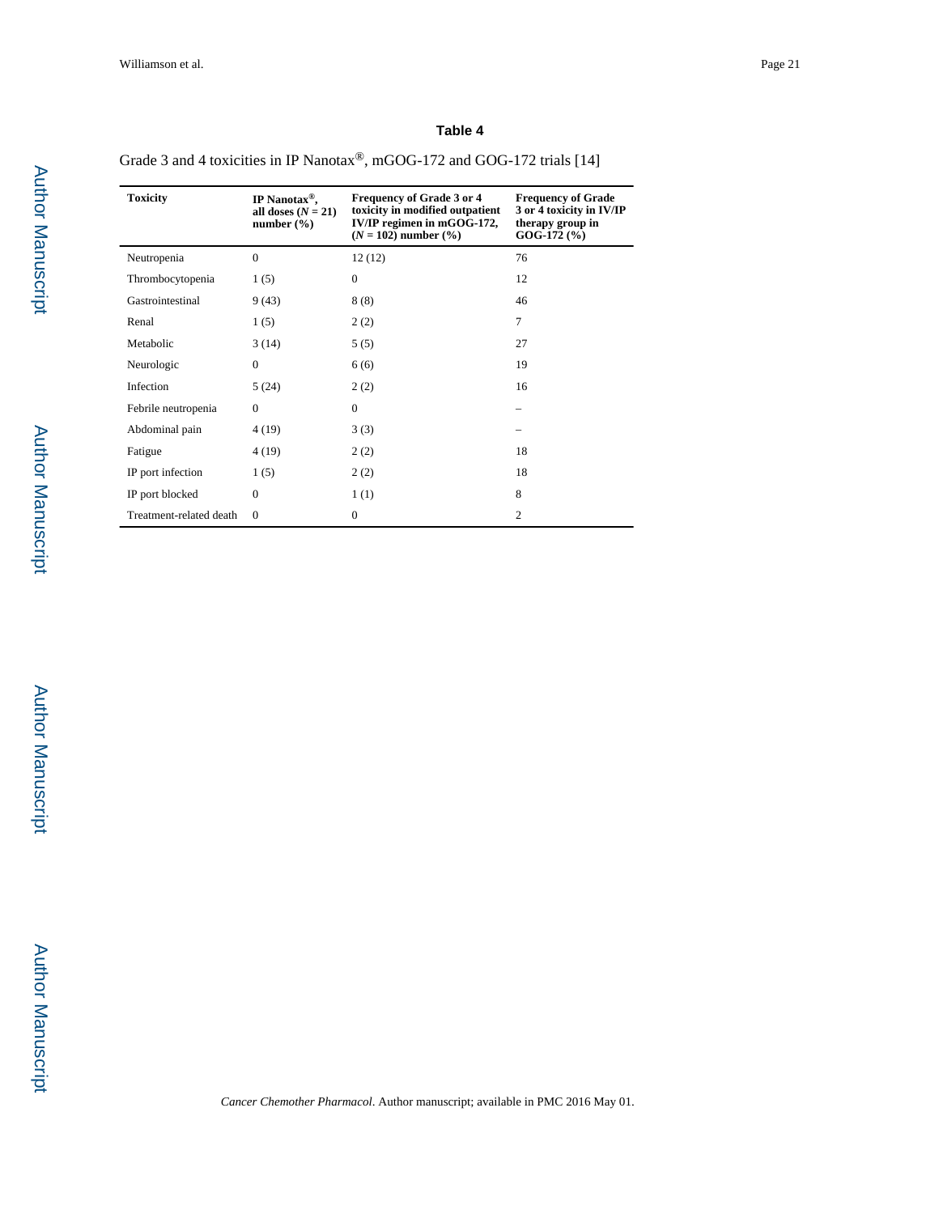**Table 4**

Grade 3 and 4 toxicities in IP Nanotax®, mGOG-172 and GOG-172 trials [14]

| Toxicity | IP Nanotax®, all doses ($N$ = 21) number (%) | Frequency of Grade 3 or 4 toxicity in modified outpatient IV/IP regimen in mGOG-172, ($N$ = 102) number (%) | Frequency of Grade 3 or 4 toxicity in IV/IP therapy group in GOG-172 (%) |
|---|---|---|---|
| Neutropenia | 0 | 12 (12) | 76 |
| Thrombocytopenia | 1 (5) | 0 | 12 |
| Gastrointestinal | 9 (43) | 8 (8) | 46 |
| Renal | 1 (5) | 2 (2) | 7 |
| Metabolic | 3 (14) | 5 (5) | 27 |
| Neurologic | 0 | 6 (6) | 19 |
| Infection | 5 (24) | 2 (2) | 16 |
| Febrile neutropenia | 0 | 0 | – |
| Abdominal pain | 4 (19) | 3 (3) | – |
| Fatigue | 4 (19) | 2 (2) | 18 |
| IP port infection | 1 (5) | 2 (2) | 18 |
| IP port blocked | 0 | 1 (1) | 8 |
| Treatment-related death | 0 | 0 | 2 |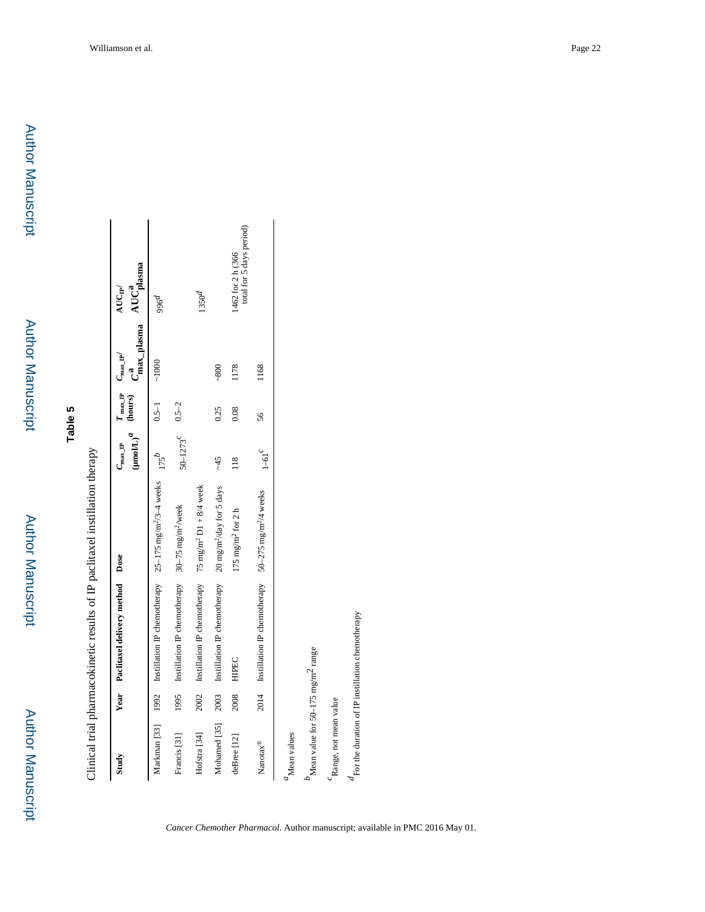## Table 5

Clinical trial pharmacokinetic results of IP paclitaxel instillation therapy

| Study | Year | Paclitaxel delivery method | Dose | $C_{max\_IP}$ (μmol/L)[a] | $T_{max\_IP}$ (hours) | $C_{max\_IP}$/ $C^{a}_{max\_plasma}$ | $AUC_{IP}$/ $AUC^{a}_{plasma}$ |
|---|---|---|---|---|---|---|---|
| Markman [33] | 1992 | Instillation IP chemotherapy | 25–175 mg/m²/3–4 weeks | 175[b] | 0.5–1 | ~1000 | 996[d] |
| Francis [31] | 1995 | Instillation IP chemotherapy | 30–75 mg/m²/week | 50–1273[c] | 0.5–2 | | |
| Hofstra [34] | 2002 | Instillation IP chemotherapy | 75 mg/m² D1 + 8/4 week | | | | 1350[d] |
| Mohamed [35] | 2003 | Instillation IP chemotherapy | 20 mg/m²/day for 5 days | ~45 | 0.25 | ~800 | |
| deBree [12] | 2008 | HIPEC | 175 mg/m² for 2 h | 118 | 0.08 | 1178 | 1462 for 2 h (366 total for 5 days period) |
| Nanotax® | 2014 | Instillation IP chemotherapy | 50–275 mg/m²/4 weeks | 1–61[c] | 56 | 1168 | |

[a] Mean values

[b] Mean value for 50–175 mg/m² range

[c] Range, not mean value

[d] For the duration of IP instillation chemotherapy